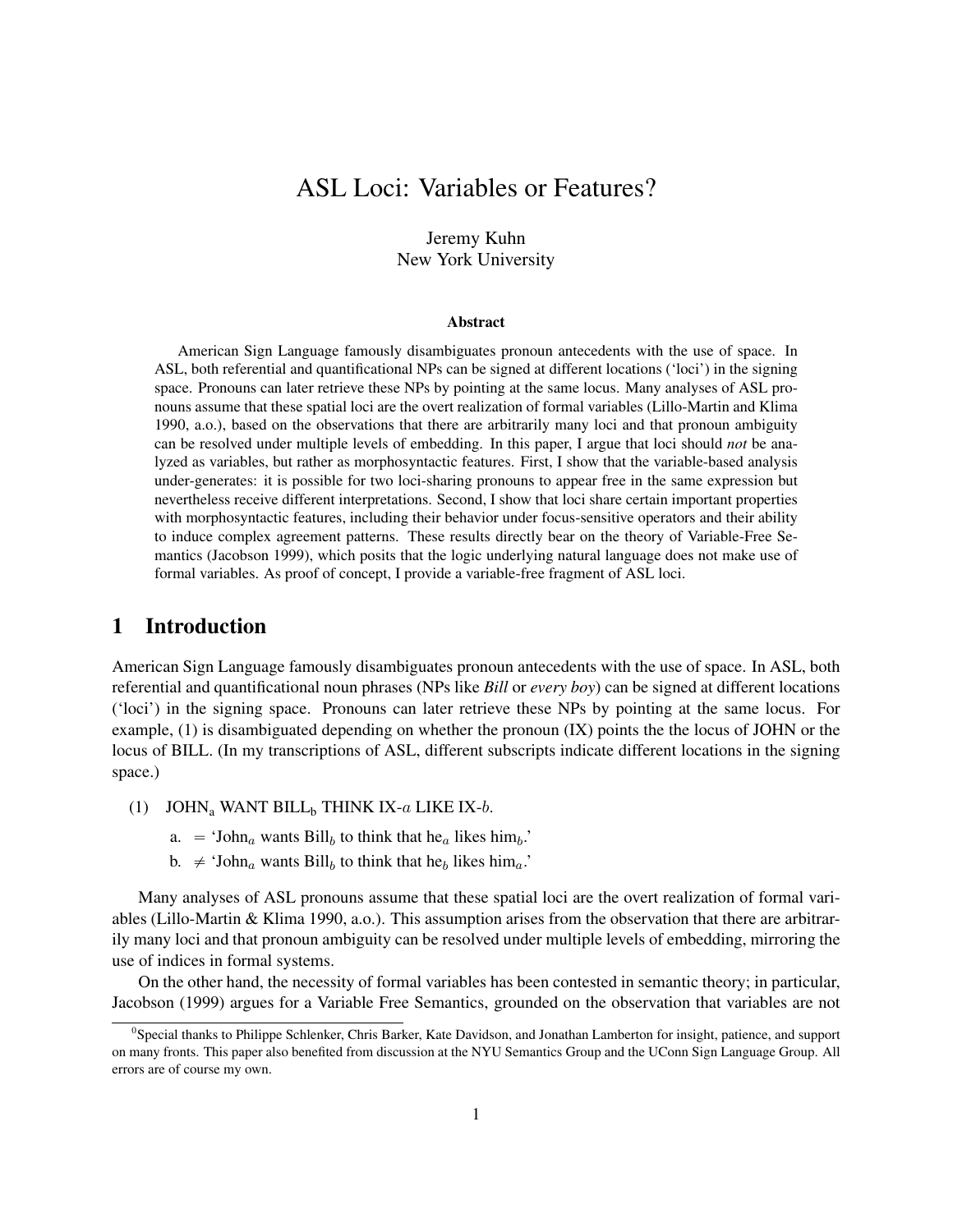# ASL Loci: Variables or Features?

Jeremy Kuhn
New York University

### Abstract

American Sign Language famously disambiguates pronoun antecedents with the use of space. In ASL, both referential and quantificational NPs can be signed at different locations ('loci') in the signing space. Pronouns can later retrieve these NPs by pointing at the same locus. Many analyses of ASL pronouns assume that these spatial loci are the overt realization of formal variables (Lillo-Martin and Klima 1990, a.o.), based on the observations that there are arbitrarily many loci and that pronoun ambiguity can be resolved under multiple levels of embedding. In this paper, I argue that loci should *not* be analyzed as variables, but rather as morphosyntactic features. First, I show that the variable-based analysis under-generates: it is possible for two loci-sharing pronouns to appear free in the same expression but nevertheless receive different interpretations. Second, I show that loci share certain important properties with morphosyntactic features, including their behavior under focus-sensitive operators and their ability to induce complex agreement patterns. These results directly bear on the theory of Variable-Free Semantics (Jacobson 1999), which posits that the logic underlying natural language does not make use of formal variables. As proof of concept, I provide a variable-free fragment of ASL loci.

## 1 Introduction

American Sign Language famously disambiguates pronoun antecedents with the use of space. In ASL, both referential and quantificational noun phrases (NPs like *Bill* or *every boy*) can be signed at different locations ('loci') in the signing space. Pronouns can later retrieve these NPs by pointing at the same locus. For example, (1) is disambiguated depending on whether the pronoun (IX) points the the locus of JOHN or the locus of BILL. (In my transcriptions of ASL, different subscripts indicate different locations in the signing space.)

(1) $\text{JOHN}_\text{a}$ WANT $\text{BILL}_\text{b}$ THINK IX-$a$ LIKE IX-$b$.

a. $=$ 'John$_a$ wants Bill$_b$ to think that he$_a$ likes him$_b$.'

b. $\neq$ 'John$_a$ wants Bill$_b$ to think that he$_b$ likes him$_a$.'

Many analyses of ASL pronouns assume that these spatial loci are the overt realization of formal variables (Lillo-Martin & Klima 1990, a.o.). This assumption arises from the observation that there are arbitrarily many loci and that pronoun ambiguity can be resolved under multiple levels of embedding, mirroring the use of indices in formal systems.

On the other hand, the necessity of formal variables has been contested in semantic theory; in particular, Jacobson (1999) argues for a Variable Free Semantics, grounded on the observation that variables are not

[0] Special thanks to Philippe Schlenker, Chris Barker, Kate Davidson, and Jonathan Lamberton for insight, patience, and support on many fronts. This paper also benefited from discussion at the NYU Semantics Group and the UConn Sign Language Group. All errors are of course my own.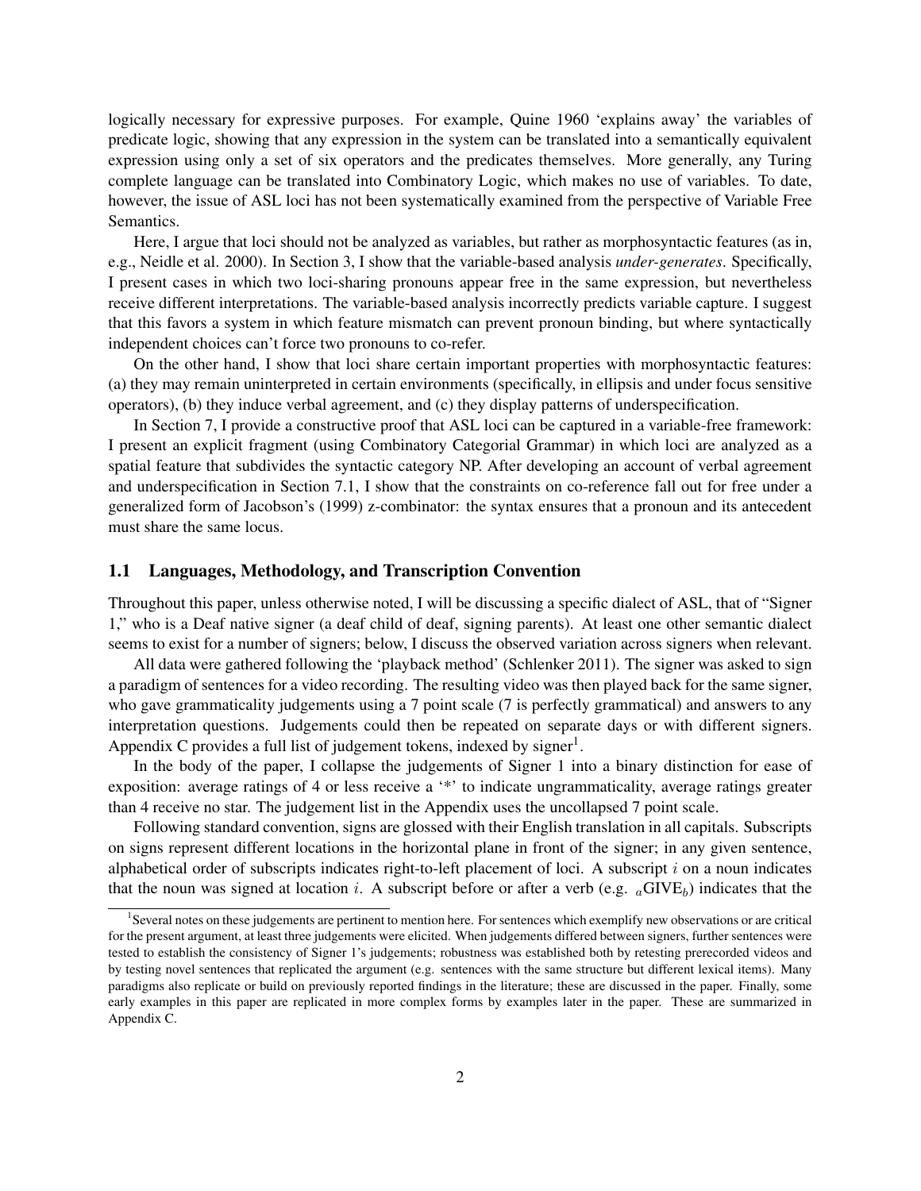logically necessary for expressive purposes. For example, Quine 1960 'explains away' the variables of predicate logic, showing that any expression in the system can be translated into a semantically equivalent expression using only a set of six operators and the predicates themselves. More generally, any Turing complete language can be translated into Combinatory Logic, which makes no use of variables. To date, however, the issue of ASL loci has not been systematically examined from the perspective of Variable Free Semantics.

Here, I argue that loci should not be analyzed as variables, but rather as morphosyntactic features (as in, e.g., Neidle et al. 2000). In Section 3, I show that the variable-based analysis *under-generates*. Specifically, I present cases in which two loci-sharing pronouns appear free in the same expression, but nevertheless receive different interpretations. The variable-based analysis incorrectly predicts variable capture. I suggest that this favors a system in which feature mismatch can prevent pronoun binding, but where syntactically independent choices can't force two pronouns to co-refer.

On the other hand, I show that loci share certain important properties with morphosyntactic features: (a) they may remain uninterpreted in certain environments (specifically, in ellipsis and under focus sensitive operators), (b) they induce verbal agreement, and (c) they display patterns of underspecification.

In Section 7, I provide a constructive proof that ASL loci can be captured in a variable-free framework: I present an explicit fragment (using Combinatory Categorial Grammar) in which loci are analyzed as a spatial feature that subdivides the syntactic category NP. After developing an account of verbal agreement and underspecification in Section 7.1, I show that the constraints on co-reference fall out for free under a generalized form of Jacobson's (1999) z-combinator: the syntax ensures that a pronoun and its antecedent must share the same locus.

## 1.1 Languages, Methodology, and Transcription Convention

Throughout this paper, unless otherwise noted, I will be discussing a specific dialect of ASL, that of "Signer 1," who is a Deaf native signer (a deaf child of deaf, signing parents). At least one other semantic dialect seems to exist for a number of signers; below, I discuss the observed variation across signers when relevant.

All data were gathered following the 'playback method' (Schlenker 2011). The signer was asked to sign a paradigm of sentences for a video recording. The resulting video was then played back for the same signer, who gave grammaticality judgements using a 7 point scale (7 is perfectly grammatical) and answers to any interpretation questions. Judgements could then be repeated on separate days or with different signers. Appendix C provides a full list of judgement tokens, indexed by signer[1].

In the body of the paper, I collapse the judgements of Signer 1 into a binary distinction for ease of exposition: average ratings of 4 or less receive a '*' to indicate ungrammaticality, average ratings greater than 4 receive no star. The judgement list in the Appendix uses the uncollapsed 7 point scale.

Following standard convention, signs are glossed with their English translation in all capitals. Subscripts on signs represent different locations in the horizontal plane in front of the signer; in any given sentence, alphabetical order of subscripts indicates right-to-left placement of loci. A subscript $i$ on a noun indicates that the noun was signed at location $i$. A subscript before or after a verb (e.g. ${}_{a}$GIVE${}_{b}$) indicates that the

[1] Several notes on these judgements are pertinent to mention here. For sentences which exemplify new observations or are critical for the present argument, at least three judgements were elicited. When judgements differed between signers, further sentences were tested to establish the consistency of Signer 1's judgements; robustness was established both by retesting prerecorded videos and by testing novel sentences that replicated the argument (e.g. sentences with the same structure but different lexical items). Many paradigms also replicate or build on previously reported findings in the literature; these are discussed in the paper. Finally, some early examples in this paper are replicated in more complex forms by examples later in the paper. These are summarized in Appendix C.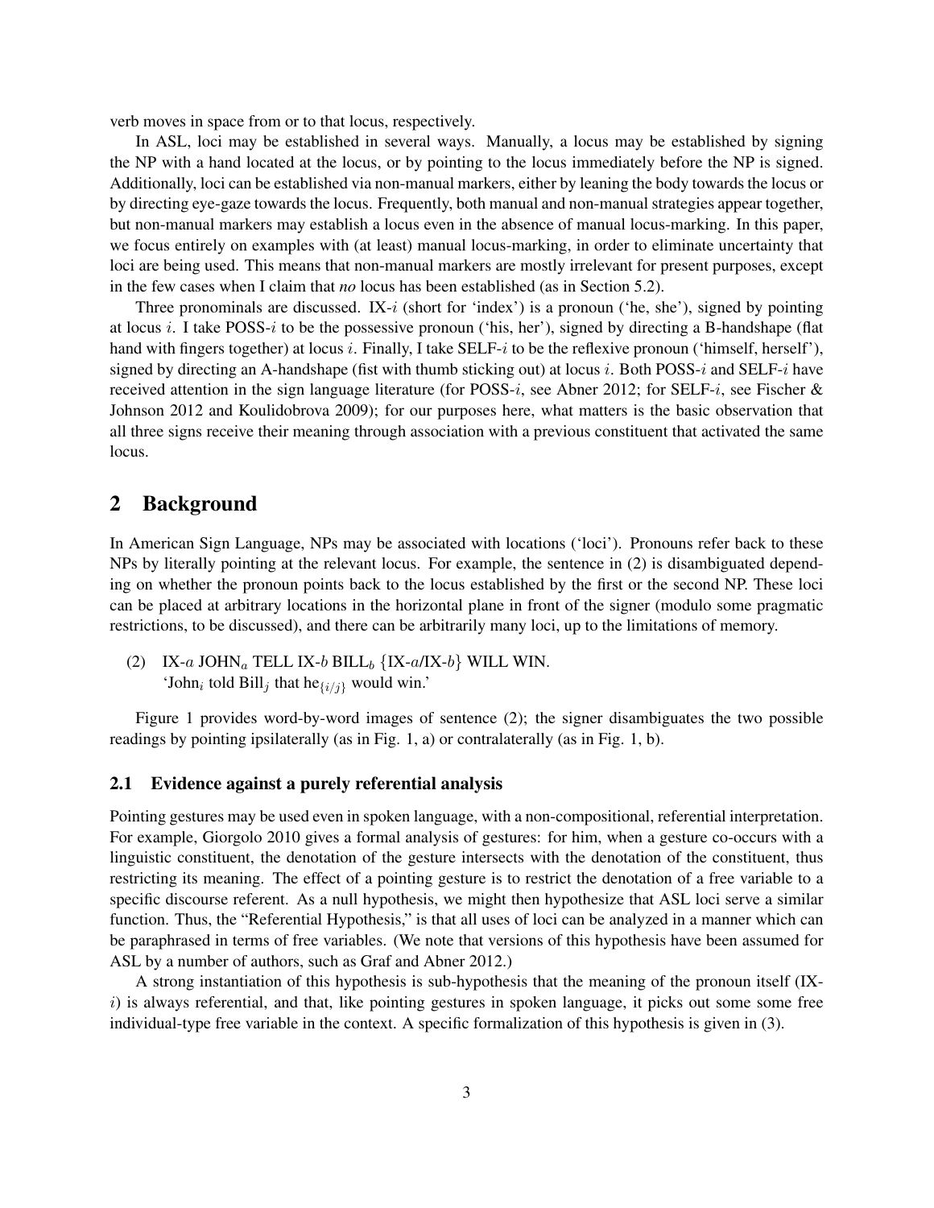verb moves in space from or to that locus, respectively.

In ASL, loci may be established in several ways. Manually, a locus may be established by signing the NP with a hand located at the locus, or by pointing to the locus immediately before the NP is signed. Additionally, loci can be established via non-manual markers, either by leaning the body towards the locus or by directing eye-gaze towards the locus. Frequently, both manual and non-manual strategies appear together, but non-manual markers may establish a locus even in the absence of manual locus-marking. In this paper, we focus entirely on examples with (at least) manual locus-marking, in order to eliminate uncertainty that loci are being used. This means that non-manual markers are mostly irrelevant for present purposes, except in the few cases when I claim that *no* locus has been established (as in Section 5.2).

Three pronominals are discussed. IX-$i$ (short for 'index') is a pronoun ('he, she'), signed by pointing at locus $i$. I take POSS-$i$ to be the possessive pronoun ('his, her'), signed by directing a B-handshape (flat hand with fingers together) at locus $i$. Finally, I take SELF-$i$ to be the reflexive pronoun ('himself, herself'), signed by directing an A-handshape (fist with thumb sticking out) at locus $i$. Both POSS-$i$ and SELF-$i$ have received attention in the sign language literature (for POSS-$i$, see Abner 2012; for SELF-$i$, see Fischer & Johnson 2012 and Koulidobrova 2009); for our purposes here, what matters is the basic observation that all three signs receive their meaning through association with a previous constituent that activated the same locus.

## 2 Background

In American Sign Language, NPs may be associated with locations ('loci'). Pronouns refer back to these NPs by literally pointing at the relevant locus. For example, the sentence in (2) is disambiguated depending on whether the pronoun points back to the locus established by the first or the second NP. These loci can be placed at arbitrary locations in the horizontal plane in front of the signer (modulo some pragmatic restrictions, to be discussed), and there can be arbitrarily many loci, up to the limitations of memory.

(2) IX-$a$ JOHN$_a$ TELL IX-$b$ BILL$_b$ {IX-$a$/IX-$b$} WILL WIN.
'John$_i$ told Bill$_j$ that he$_{\{i/j\}}$ would win.'

Figure 1 provides word-by-word images of sentence (2); the signer disambiguates the two possible readings by pointing ipsilaterally (as in Fig. 1, a) or contralaterally (as in Fig. 1, b).

### 2.1 Evidence against a purely referential analysis

Pointing gestures may be used even in spoken language, with a non-compositional, referential interpretation. For example, Giorgolo 2010 gives a formal analysis of gestures: for him, when a gesture co-occurs with a linguistic constituent, the denotation of the gesture intersects with the denotation of the constituent, thus restricting its meaning. The effect of a pointing gesture is to restrict the denotation of a free variable to a specific discourse referent. As a null hypothesis, we might then hypothesize that ASL loci serve a similar function. Thus, the "Referential Hypothesis," is that all uses of loci can be analyzed in a manner which can be paraphrased in terms of free variables. (We note that versions of this hypothesis have been assumed for ASL by a number of authors, such as Graf and Abner 2012.)

A strong instantiation of this hypothesis is sub-hypothesis that the meaning of the pronoun itself (IX-$i$) is always referential, and that, like pointing gestures in spoken language, it picks out some some free individual-type free variable in the context. A specific formalization of this hypothesis is given in (3).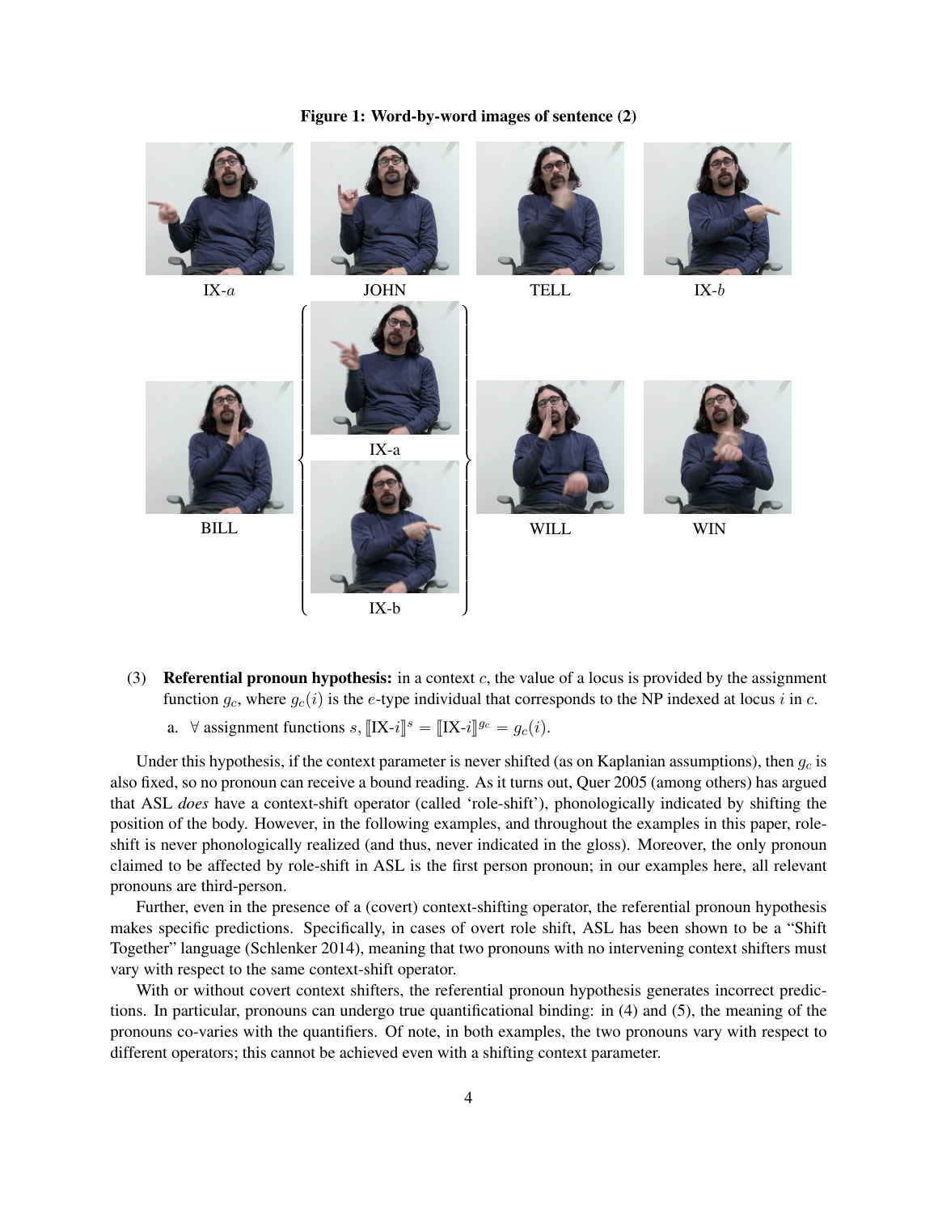**Figure 1: Word-by-word images of sentence (2)**

IX-$a$ JOHN TELL IX-$b$

BILL {IX-a / IX-b} WILL WIN

(3) **Referential pronoun hypothesis:** in a context $c$, the value of a locus is provided by the assignment function $g_c$, where $g_c(i)$ is the $e$-type individual that corresponds to the NP indexed at locus $i$ in $c$.

a. $\forall$ assignment functions $s$, $[\![\text{IX-}i]\!]^s = [\![\text{IX-}i]\!]^{g_c} = g_c(i)$.

Under this hypothesis, if the context parameter is never shifted (as on Kaplanian assumptions), then $g_c$ is also fixed, so no pronoun can receive a bound reading. As it turns out, Quer 2005 (among others) has argued that ASL *does* have a context-shift operator (called 'role-shift'), phonologically indicated by shifting the position of the body. However, in the following examples, and throughout the examples in this paper, role-shift is never phonologically realized (and thus, never indicated in the gloss). Moreover, the only pronoun claimed to be affected by role-shift in ASL is the first person pronoun; in our examples here, all relevant pronouns are third-person.

Further, even in the presence of a (covert) context-shifting operator, the referential pronoun hypothesis makes specific predictions. Specifically, in cases of overt role shift, ASL has been shown to be a "Shift Together" language (Schlenker 2014), meaning that two pronouns with no intervening context shifters must vary with respect to the same context-shift operator.

With or without covert context shifters, the referential pronoun hypothesis generates incorrect predictions. In particular, pronouns can undergo true quantificational binding: in (4) and (5), the meaning of the pronouns co-varies with the quantifiers. Of note, in both examples, the two pronouns vary with respect to different operators; this cannot be achieved even with a shifting context parameter.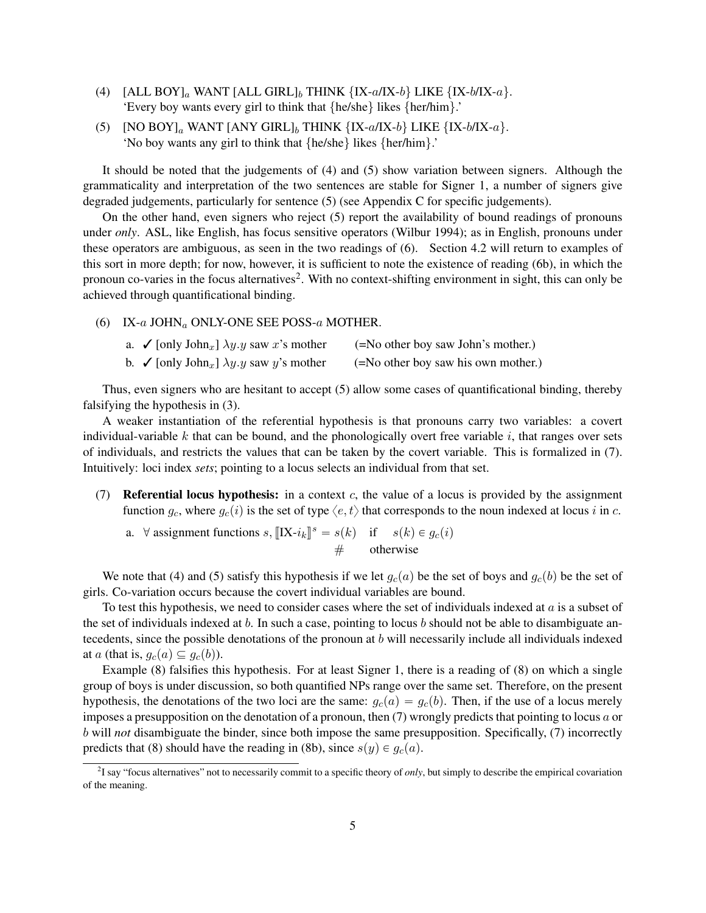(4) [ALL BOY]$_a$ WANT [ALL GIRL]$_b$ THINK {IX-$a$/IX-$b$} LIKE {IX-$b$/IX-$a$}.
'Every boy wants every girl to think that {he/she} likes {her/him}.'

(5) [NO BOY]$_a$ WANT [ANY GIRL]$_b$ THINK {IX-$a$/IX-$b$} LIKE {IX-$b$/IX-$a$}.
'No boy wants any girl to think that {he/she} likes {her/him}.'

It should be noted that the judgements of (4) and (5) show variation between signers. Although the grammaticality and interpretation of the two sentences are stable for Signer 1, a number of signers give degraded judgements, particularly for sentence (5) (see Appendix C for specific judgements).

On the other hand, even signers who reject (5) report the availability of bound readings of pronouns under *only*. ASL, like English, has focus sensitive operators (Wilbur 1994); as in English, pronouns under these operators are ambiguous, as seen in the two readings of (6). Section 4.2 will return to examples of this sort in more depth; for now, however, it is sufficient to note the existence of reading (6b), in which the pronoun co-varies in the focus alternatives[2]. With no context-shifting environment in sight, this can only be achieved through quantificational binding.

(6) IX-$a$ JOHN$_a$ ONLY-ONE SEE POSS-$a$ MOTHER.

a. ✓ [only John$_x$] $\lambda y.y$ saw $x$'s mother (=No other boy saw John's mother.)

b. ✓ [only John$_x$] $\lambda y.y$ saw $y$'s mother (=No other boy saw his own mother.)

Thus, even signers who are hesitant to accept (5) allow some cases of quantificational binding, thereby falsifying the hypothesis in (3).

A weaker instantiation of the referential hypothesis is that pronouns carry two variables: a covert individual-variable $k$ that can be bound, and the phonologically overt free variable $i$, that ranges over sets of individuals, and restricts the values that can be taken by the covert variable. This is formalized in (7). Intuitively: loci index *sets*; pointing to a locus selects an individual from that set.

(7) **Referential locus hypothesis:** in a context $c$, the value of a locus is provided by the assignment function $g_c$, where $g_c(i)$ is the set of type $\langle e, t\rangle$ that corresponds to the noun indexed at locus $i$ in $c$.

a. $\forall$ assignment functions $s$, $[\![\text{IX-}i_k]\!]^s = s(k)$ if $s(k) \in g_c(i)$
$\#$ otherwise

We note that (4) and (5) satisfy this hypothesis if we let $g_c(a)$ be the set of boys and $g_c(b)$ be the set of girls. Co-variation occurs because the covert individual variables are bound.

To test this hypothesis, we need to consider cases where the set of individuals indexed at $a$ is a subset of the set of individuals indexed at $b$. In such a case, pointing to locus $b$ should not be able to disambiguate antecedents, since the possible denotations of the pronoun at $b$ will necessarily include all individuals indexed at $a$ (that is, $g_c(a) \subseteq g_c(b)$).

Example (8) falsifies this hypothesis. For at least Signer 1, there is a reading of (8) on which a single group of boys is under discussion, so both quantified NPs range over the same set. Therefore, on the present hypothesis, the denotations of the two loci are the same: $g_c(a) = g_c(b)$. Then, if the use of a locus merely imposes a presupposition on the denotation of a pronoun, then (7) wrongly predicts that pointing to locus $a$ or $b$ will *not* disambiguate the binder, since both impose the same presupposition. Specifically, (7) incorrectly predicts that (8) should have the reading in (8b), since $s(y) \in g_c(a)$.

[2] I say "focus alternatives" not to necessarily commit to a specific theory of *only*, but simply to describe the empirical covariation of the meaning.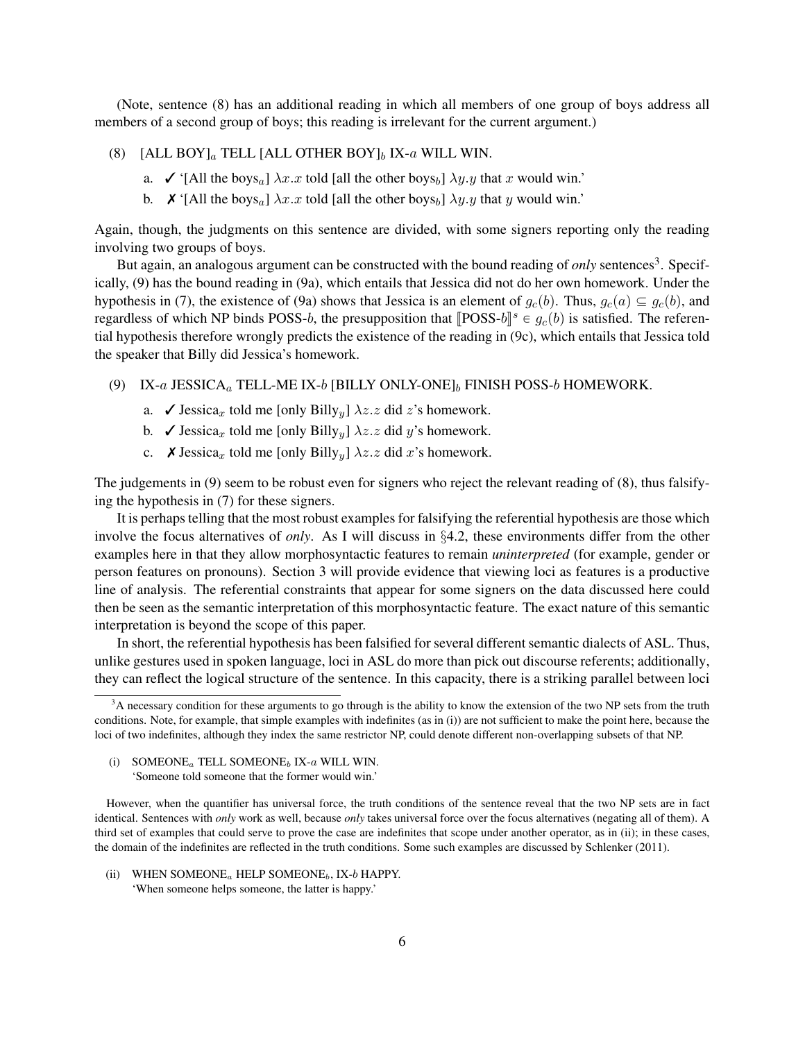(Note, sentence (8) has an additional reading in which all members of one group of boys address all members of a second group of boys; this reading is irrelevant for the current argument.)

(8) [ALL BOY]$_a$ TELL [ALL OTHER BOY]$_b$ IX-$a$ WILL WIN.

a. ✓ '[All the boys$_a$] $\lambda x.x$ told [all the other boys$_b$] $\lambda y.y$ that $x$ would win.'

b. ✗ '[All the boys$_a$] $\lambda x.x$ told [all the other boys$_b$] $\lambda y.y$ that $y$ would win.'

Again, though, the judgments on this sentence are divided, with some signers reporting only the reading involving two groups of boys.

But again, an analogous argument can be constructed with the bound reading of *only* sentences[3]. Specifically, (9) has the bound reading in (9a), which entails that Jessica did not do her own homework. Under the hypothesis in (7), the existence of (9a) shows that Jessica is an element of $g_c(b)$. Thus, $g_c(a) \subseteq g_c(b)$, and regardless of which NP binds POSS-$b$, the presupposition that $[\![\text{POSS-}b]\!]^s \in g_c(b)$ is satisfied. The referential hypothesis therefore wrongly predicts the existence of the reading in (9c), which entails that Jessica told the speaker that Billy did Jessica's homework.

(9) IX-$a$ JESSICA$_a$ TELL-ME IX-$b$ [BILLY ONLY-ONE]$_b$ FINISH POSS-$b$ HOMEWORK.

a. ✓ Jessica$_x$ told me [only Billy$_y$] $\lambda z.z$ did $z$'s homework.

b. ✓ Jessica$_x$ told me [only Billy$_y$] $\lambda z.z$ did $y$'s homework.

c. ✗ Jessica$_x$ told me [only Billy$_y$] $\lambda z.z$ did $x$'s homework.

The judgements in (9) seem to be robust even for signers who reject the relevant reading of (8), thus falsifying the hypothesis in (7) for these signers.

It is perhaps telling that the most robust examples for falsifying the referential hypothesis are those which involve the focus alternatives of *only*. As I will discuss in §4.2, these environments differ from the other examples here in that they allow morphosyntactic features to remain *uninterpreted* (for example, gender or person features on pronouns). Section 3 will provide evidence that viewing loci as features is a productive line of analysis. The referential constraints that appear for some signers on the data discussed here could then be seen as the semantic interpretation of this morphosyntactic feature. The exact nature of this semantic interpretation is beyond the scope of this paper.

In short, the referential hypothesis has been falsified for several different semantic dialects of ASL. Thus, unlike gestures used in spoken language, loci in ASL do more than pick out discourse referents; additionally, they can reflect the logical structure of the sentence. In this capacity, there is a striking parallel between loci

[3]A necessary condition for these arguments to go through is the ability to know the extension of the two NP sets from the truth conditions. Note, for example, that simple examples with indefinites (as in (i)) are not sufficient to make the point here, because the loci of two indefinites, although they index the same restrictor NP, could denote different non-overlapping subsets of that NP.

(i) SOMEONE$_a$ TELL SOMEONE$_b$ IX-$a$ WILL WIN.
'Someone told someone that the former would win.'

However, when the quantifier has universal force, the truth conditions of the sentence reveal that the two NP sets are in fact identical. Sentences with *only* work as well, because *only* takes universal force over the focus alternatives (negating all of them). A third set of examples that could serve to prove the case are indefinites that scope under another operator, as in (ii); in these cases, the domain of the indefinites are reflected in the truth conditions. Some such examples are discussed by Schlenker (2011).

(ii) WHEN SOMEONE$_a$ HELP SOMEONE$_b$, IX-$b$ HAPPY.
'When someone helps someone, the latter is happy.'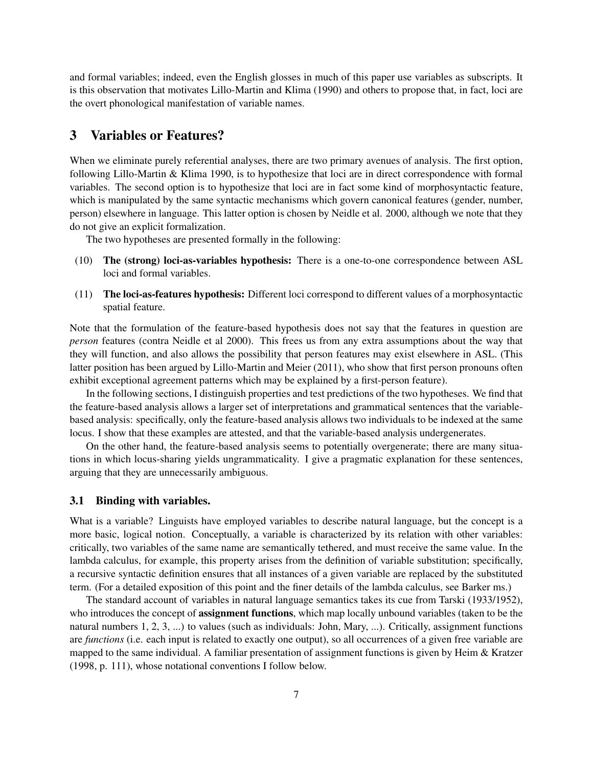and formal variables; indeed, even the English glosses in much of this paper use variables as subscripts. It is this observation that motivates Lillo-Martin and Klima (1990) and others to propose that, in fact, loci are the overt phonological manifestation of variable names.

## 3 Variables or Features?

When we eliminate purely referential analyses, there are two primary avenues of analysis. The first option, following Lillo-Martin & Klima 1990, is to hypothesize that loci are in direct correspondence with formal variables. The second option is to hypothesize that loci are in fact some kind of morphosyntactic feature, which is manipulated by the same syntactic mechanisms which govern canonical features (gender, number, person) elsewhere in language. This latter option is chosen by Neidle et al. 2000, although we note that they do not give an explicit formalization.

The two hypotheses are presented formally in the following:

(10) **The (strong) loci-as-variables hypothesis:** There is a one-to-one correspondence between ASL loci and formal variables.

(11) **The loci-as-features hypothesis:** Different loci correspond to different values of a morphosyntactic spatial feature.

Note that the formulation of the feature-based hypothesis does not say that the features in question are *person* features (contra Neidle et al 2000). This frees us from any extra assumptions about the way that they will function, and also allows the possibility that person features may exist elsewhere in ASL. (This latter position has been argued by Lillo-Martin and Meier (2011), who show that first person pronouns often exhibit exceptional agreement patterns which may be explained by a first-person feature).

In the following sections, I distinguish properties and test predictions of the two hypotheses. We find that the feature-based analysis allows a larger set of interpretations and grammatical sentences that the variable-based analysis: specifically, only the feature-based analysis allows two individuals to be indexed at the same locus. I show that these examples are attested, and that the variable-based analysis undergenerates.

On the other hand, the feature-based analysis seems to potentially overgenerate; there are many situations in which locus-sharing yields ungrammaticality. I give a pragmatic explanation for these sentences, arguing that they are unnecessarily ambiguous.

### 3.1 Binding with variables.

What is a variable? Linguists have employed variables to describe natural language, but the concept is a more basic, logical notion. Conceptually, a variable is characterized by its relation with other variables: critically, two variables of the same name are semantically tethered, and must receive the same value. In the lambda calculus, for example, this property arises from the definition of variable substitution; specifically, a recursive syntactic definition ensures that all instances of a given variable are replaced by the substituted term. (For a detailed exposition of this point and the finer details of the lambda calculus, see Barker ms.)

The standard account of variables in natural language semantics takes its cue from Tarski (1933/1952), who introduces the concept of **assignment functions**, which map locally unbound variables (taken to be the natural numbers 1, 2, 3, ...) to values (such as individuals: John, Mary, ...). Critically, assignment functions are *functions* (i.e. each input is related to exactly one output), so all occurrences of a given free variable are mapped to the same individual. A familiar presentation of assignment functions is given by Heim & Kratzer (1998, p. 111), whose notational conventions I follow below.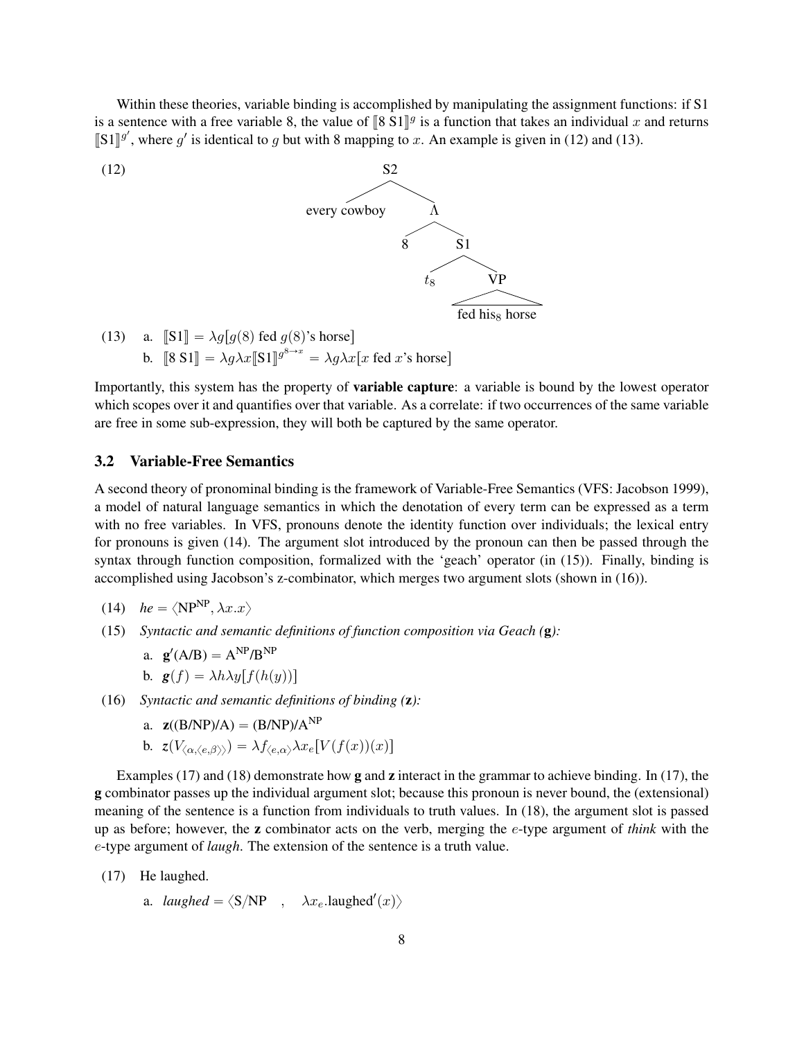Within these theories, variable binding is accomplished by manipulating the assignment functions: if S1 is a sentence with a free variable 8, the value of $[\![8\ \text{S1}]\!]^g$ is a function that takes an individual $x$ and returns $[\![\text{S1}]\!]^{g'}$, where $g'$ is identical to $g$ but with 8 mapping to $x$. An example is given in (12) and (13).

(12)

```
S2
├── every cowboy
└── Λ
    ├── 8
    └── S1
        ├── t_8
        └── VP
            └── fed his_8 horse
```

(13) a. $[\![\text{S1}]\!] = \lambda g[g(8) \text{ fed } g(8)\text{'s horse}]$

b. $[\![8\ \text{S1}]\!] = \lambda g \lambda x [\![\text{S1}]\!]^{g^{8 \to x}} = \lambda g \lambda x [x \text{ fed } x\text{'s horse}]$

Importantly, this system has the property of **variable capture**: a variable is bound by the lowest operator which scopes over it and quantifies over that variable. As a correlate: if two occurrences of the same variable are free in some sub-expression, they will both be captured by the same operator.

### 3.2 Variable-Free Semantics

A second theory of pronominal binding is the framework of Variable-Free Semantics (VFS: Jacobson 1999), a model of natural language semantics in which the denotation of every term can be expressed as a term with no free variables. In VFS, pronouns denote the identity function over individuals; the lexical entry for pronouns is given (14). The argument slot introduced by the pronoun can then be passed through the syntax through function composition, formalized with the 'geach' operator (in (15)). Finally, binding is accomplished using Jacobson's z-combinator, which merges two argument slots (shown in (16)).

(14) *he* = $\langle \text{NP}^{\text{NP}}, \lambda x.x \rangle$

(15) *Syntactic and semantic definitions of function composition via Geach (**g**):*

a. $\mathbf{g}'(\text{A/B}) = \text{A}^{\text{NP}}/\text{B}^{\text{NP}}$

b. $\boldsymbol{g}(f) = \lambda h \lambda y [f(h(y))]$

(16) *Syntactic and semantic definitions of binding (**z**):*

a. $\mathbf{z}((\text{B/NP})/\text{A}) = (\text{B/NP})/\text{A}^{\text{NP}}$

b. $\boldsymbol{z}(V_{\langle \alpha, \langle e, \beta \rangle \rangle}) = \lambda f_{\langle e, \alpha \rangle} \lambda x_e [V(f(x))(x)]$

Examples (17) and (18) demonstrate how **g** and **z** interact in the grammar to achieve binding. In (17), the **g** combinator passes up the individual argument slot; because this pronoun is never bound, the (extensional) meaning of the sentence is a function from individuals to truth values. In (18), the argument slot is passed up as before; however, the **z** combinator acts on the verb, merging the $e$-type argument of *think* with the $e$-type argument of *laugh*. The extension of the sentence is a truth value.

(17) He laughed.

a. *laughed* = $\langle \text{S/NP} \quad , \quad \lambda x_e.\text{laughed}'(x) \rangle$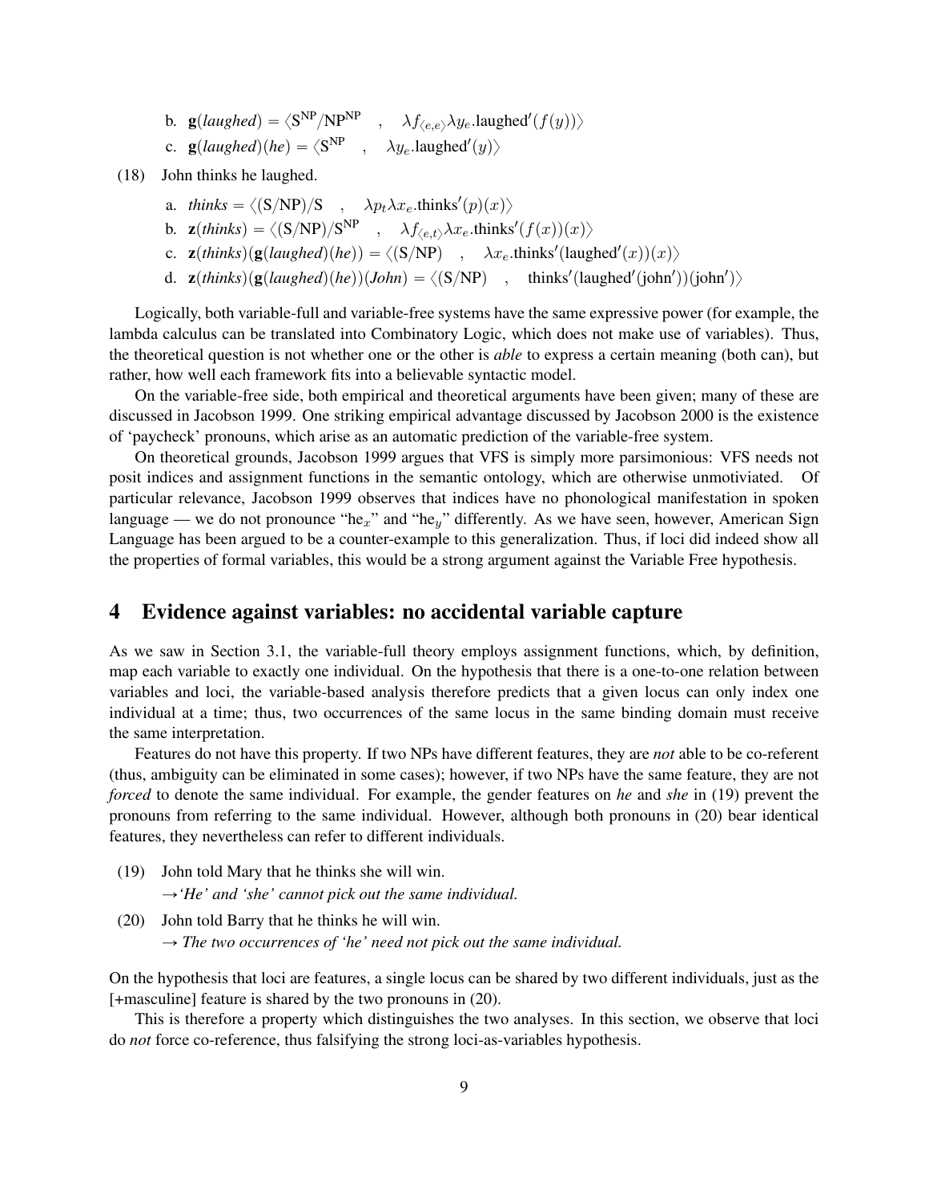b. $\mathbf{g}(\textit{laughed}) = \langle \mathrm{S}^{\mathrm{NP}}/\mathrm{NP}^{\mathrm{NP}} \quad , \quad \lambda f_{\langle e,e \rangle} \lambda y_e.\mathrm{laughed}'(f(y)) \rangle$

c. $\mathbf{g}(\textit{laughed})(\textit{he}) = \langle \mathrm{S}^{\mathrm{NP}} \quad , \quad \lambda y_e.\mathrm{laughed}'(y) \rangle$

(18) John thinks he laughed.

a. $\textit{thinks} = \langle (\mathrm{S/NP})/\mathrm{S} \quad , \quad \lambda p_t \lambda x_e.\mathrm{thinks}'(p)(x) \rangle$

b. $\mathbf{z}(\textit{thinks}) = \langle (\mathrm{S/NP})/\mathrm{S}^{\mathrm{NP}} \quad , \quad \lambda f_{\langle e,t \rangle} \lambda x_e.\mathrm{thinks}'(f(x))(x) \rangle$

c. $\mathbf{z}(\textit{thinks})(\mathbf{g}(\textit{laughed})(\textit{he})) = \langle (\mathrm{S/NP}) \quad , \quad \lambda x_e.\mathrm{thinks}'(\mathrm{laughed}'(x))(x) \rangle$

d. $\mathbf{z}(\textit{thinks})(\mathbf{g}(\textit{laughed})(\textit{he}))(\textit{John}) = \langle (\mathrm{S/NP}) \quad , \quad \mathrm{thinks}'(\mathrm{laughed}'(\mathrm{john}'))(\mathrm{john}') \rangle$

Logically, both variable-full and variable-free systems have the same expressive power (for example, the lambda calculus can be translated into Combinatory Logic, which does not make use of variables). Thus, the theoretical question is not whether one or the other is *able* to express a certain meaning (both can), but rather, how well each framework fits into a believable syntactic model.

On the variable-free side, both empirical and theoretical arguments have been given; many of these are discussed in Jacobson 1999. One striking empirical advantage discussed by Jacobson 2000 is the existence of 'paycheck' pronouns, which arise as an automatic prediction of the variable-free system.

On theoretical grounds, Jacobson 1999 argues that VFS is simply more parsimonious: VFS needs not posit indices and assignment functions in the semantic ontology, which are otherwise unmotivated. Of particular relevance, Jacobson 1999 observes that indices have no phonological manifestation in spoken language — we do not pronounce "he$_x$" and "he$_y$" differently. As we have seen, however, American Sign Language has been argued to be a counter-example to this generalization. Thus, if loci did indeed show all the properties of formal variables, this would be a strong argument against the Variable Free hypothesis.

## 4 Evidence against variables: no accidental variable capture

As we saw in Section 3.1, the variable-full theory employs assignment functions, which, by definition, map each variable to exactly one individual. On the hypothesis that there is a one-to-one relation between variables and loci, the variable-based analysis therefore predicts that a given locus can only index one individual at a time; thus, two occurrences of the same locus in the same binding domain must receive the same interpretation.

Features do not have this property. If two NPs have different features, they are *not* able to be co-referent (thus, ambiguity can be eliminated in some cases); however, if two NPs have the same feature, they are not *forced* to denote the same individual. For example, the gender features on *he* and *she* in (19) prevent the pronouns from referring to the same individual. However, although both pronouns in (20) bear identical features, they nevertheless can refer to different individuals.

(19) John told Mary that he thinks she will win.
→*'He' and 'she' cannot pick out the same individual.*

(20) John told Barry that he thinks he will win.
→ *The two occurrences of 'he' need not pick out the same individual.*

On the hypothesis that loci are features, a single locus can be shared by two different individuals, just as the [+masculine] feature is shared by the two pronouns in (20).

This is therefore a property which distinguishes the two analyses. In this section, we observe that loci do *not* force co-reference, thus falsifying the strong loci-as-variables hypothesis.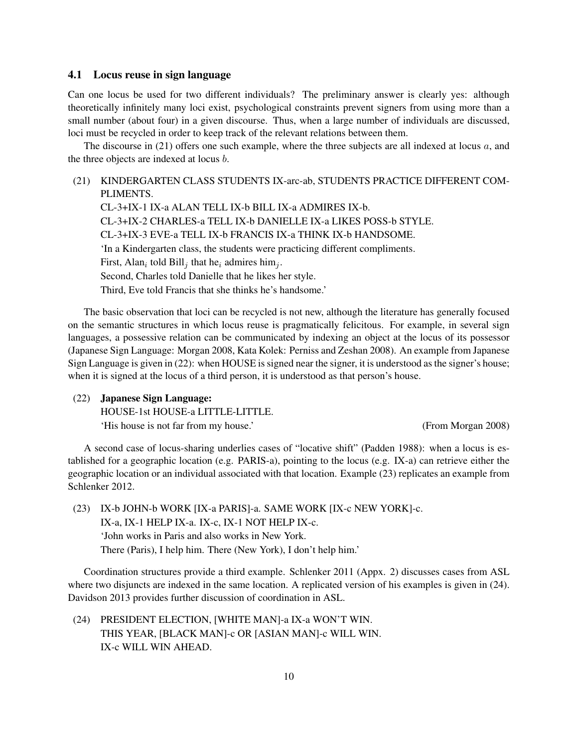### 4.1 Locus reuse in sign language

Can one locus be used for two different individuals? The preliminary answer is clearly yes: although theoretically infinitely many loci exist, psychological constraints prevent signers from using more than a small number (about four) in a given discourse. Thus, when a large number of individuals are discussed, loci must be recycled in order to keep track of the relevant relations between them.

The discourse in (21) offers one such example, where the three subjects are all indexed at locus $a$, and the three objects are indexed at locus $b$.

(21) KINDERGARTEN CLASS STUDENTS IX-arc-ab, STUDENTS PRACTICE DIFFERENT COMPLIMENTS.
CL-3+IX-1 IX-a ALAN TELL IX-b BILL IX-a ADMIRES IX-b.
CL-3+IX-2 CHARLES-a TELL IX-b DANIELLE IX-a LIKES POSS-b STYLE.
CL-3+IX-3 EVE-a TELL IX-b FRANCIS IX-a THINK IX-b HANDSOME.
'In a Kindergarten class, the students were practicing different compliments.
First, Alan$_i$ told Bill$_j$ that he$_i$ admires him$_j$.
Second, Charles told Danielle that he likes her style.
Third, Eve told Francis that she thinks he's handsome.'

The basic observation that loci can be recycled is not new, although the literature has generally focused on the semantic structures in which locus reuse is pragmatically felicitous. For example, in several sign languages, a possessive relation can be communicated by indexing an object at the locus of its possessor (Japanese Sign Language: Morgan 2008, Kata Kolek: Perniss and Zeshan 2008). An example from Japanese Sign Language is given in (22): when HOUSE is signed near the signer, it is understood as the signer's house; when it is signed at the locus of a third person, it is understood as that person's house.

(22) **Japanese Sign Language:**
HOUSE-1st HOUSE-a LITTLE-LITTLE.
'His house is not far from my house.' (From Morgan 2008)

A second case of locus-sharing underlies cases of "locative shift" (Padden 1988): when a locus is established for a geographic location (e.g. PARIS-a), pointing to the locus (e.g. IX-a) can retrieve either the geographic location or an individual associated with that location. Example (23) replicates an example from Schlenker 2012.

(23) IX-b JOHN-b WORK [IX-a PARIS]-a. SAME WORK [IX-c NEW YORK]-c.
IX-a, IX-1 HELP IX-a. IX-c, IX-1 NOT HELP IX-c.
'John works in Paris and also works in New York.
There (Paris), I help him. There (New York), I don't help him.'

Coordination structures provide a third example. Schlenker 2011 (Appx. 2) discusses cases from ASL where two disjuncts are indexed in the same location. A replicated version of his examples is given in (24). Davidson 2013 provides further discussion of coordination in ASL.

(24) PRESIDENT ELECTION, [WHITE MAN]-a IX-a WON'T WIN.
THIS YEAR, [BLACK MAN]-c OR [ASIAN MAN]-c WILL WIN.
IX-c WILL WIN AHEAD.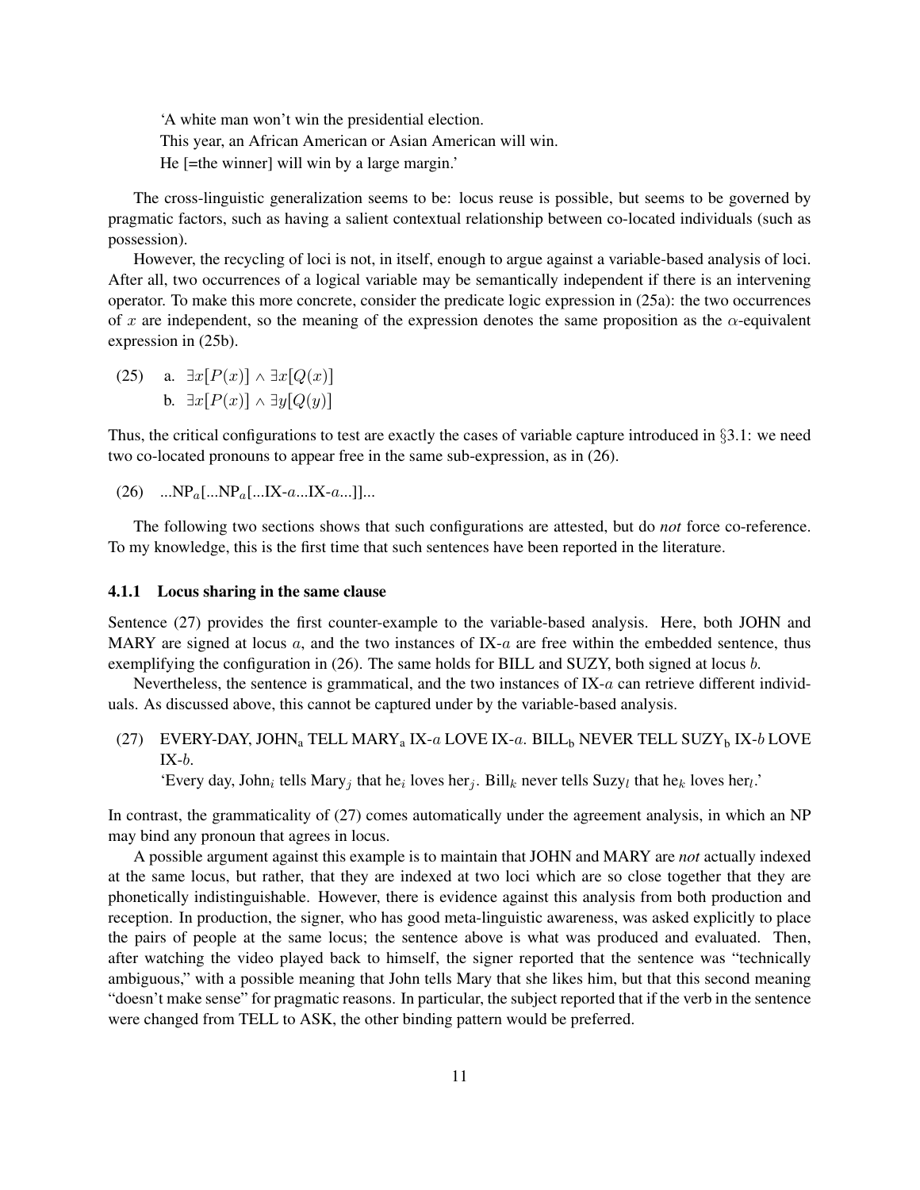'A white man won't win the presidential election.
This year, an African American or Asian American will win.
He [=the winner] will win by a large margin.'

The cross-linguistic generalization seems to be: locus reuse is possible, but seems to be governed by pragmatic factors, such as having a salient contextual relationship between co-located individuals (such as possession).

However, the recycling of loci is not, in itself, enough to argue against a variable-based analysis of loci. After all, two occurrences of a logical variable may be semantically independent if there is an intervening operator. To make this more concrete, consider the predicate logic expression in (25a): the two occurrences of $x$ are independent, so the meaning of the expression denotes the same proposition as the $\alpha$-equivalent expression in (25b).

(25) a. $\exists x[P(x)] \wedge \exists x[Q(x)]$
b. $\exists x[P(x)] \wedge \exists y[Q(y)]$

Thus, the critical configurations to test are exactly the cases of variable capture introduced in §3.1: we need two co-located pronouns to appear free in the same sub-expression, as in (26).

(26) ...NP$_a$[...NP$_a$[...IX-$a$...IX-$a$...]]...

The following two sections shows that such configurations are attested, but do *not* force co-reference. To my knowledge, this is the first time that such sentences have been reported in the literature.

### 4.1.1 Locus sharing in the same clause

Sentence (27) provides the first counter-example to the variable-based analysis. Here, both JOHN and MARY are signed at locus $a$, and the two instances of IX-$a$ are free within the embedded sentence, thus exemplifying the configuration in (26). The same holds for BILL and SUZY, both signed at locus $b$.

Nevertheless, the sentence is grammatical, and the two instances of IX-$a$ can retrieve different individuals. As discussed above, this cannot be captured under by the variable-based analysis.

(27) EVERY-DAY, JOHN$_a$ TELL MARY$_a$ IX-$a$ LOVE IX-$a$. BILL$_b$ NEVER TELL SUZY$_b$ IX-$b$ LOVE IX-$b$.
'Every day, John$_i$ tells Mary$_j$ that he$_i$ loves her$_j$. Bill$_k$ never tells Suzy$_l$ that he$_k$ loves her$_l$.'

In contrast, the grammaticality of (27) comes automatically under the agreement analysis, in which an NP may bind any pronoun that agrees in locus.

A possible argument against this example is to maintain that JOHN and MARY are *not* actually indexed at the same locus, but rather, that they are indexed at two loci which are so close together that they are phonetically indistinguishable. However, there is evidence against this analysis from both production and reception. In production, the signer, who has good meta-linguistic awareness, was asked explicitly to place the pairs of people at the same locus; the sentence above is what was produced and evaluated. Then, after watching the video played back to himself, the signer reported that the sentence was "technically ambiguous," with a possible meaning that John tells Mary that she likes him, but that this second meaning "doesn't make sense" for pragmatic reasons. In particular, the subject reported that if the verb in the sentence were changed from TELL to ASK, the other binding pattern would be preferred.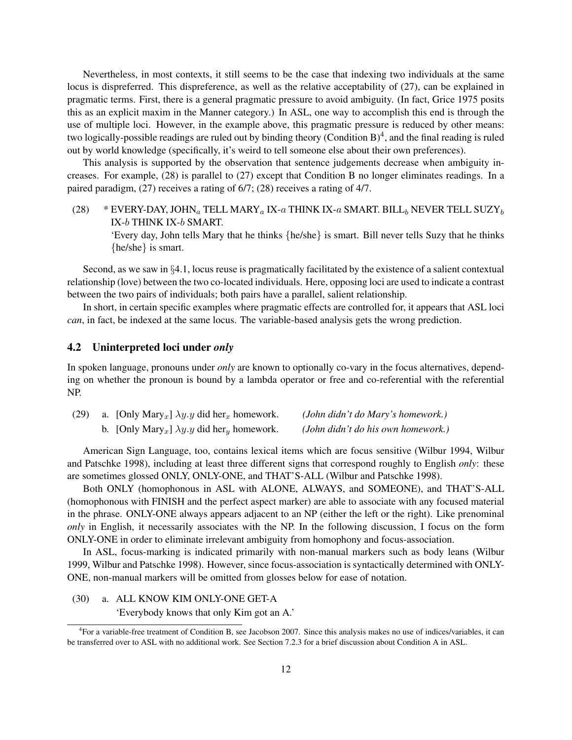Nevertheless, in most contexts, it still seems to be the case that indexing two individuals at the same locus is dispreferred. This dispreference, as well as the relative acceptability of (27), can be explained in pragmatic terms. First, there is a general pragmatic pressure to avoid ambiguity. (In fact, Grice 1975 posits this as an explicit maxim in the Manner category.) In ASL, one way to accomplish this end is through the use of multiple loci. However, in the example above, this pragmatic pressure is reduced by other means: two logically-possible readings are ruled out by binding theory (Condition B)[4], and the final reading is ruled out by world knowledge (specifically, it's weird to tell someone else about their own preferences).

This analysis is supported by the observation that sentence judgements decrease when ambiguity increases. For example, (28) is parallel to (27) except that Condition B no longer eliminates readings. In a paired paradigm, (27) receives a rating of 6/7; (28) receives a rating of 4/7.

(28) * EVERY-DAY, JOHN$_a$ TELL MARY$_a$ IX-$a$ THINK IX-$a$ SMART. BILL$_b$ NEVER TELL SUZY$_b$ IX-$b$ THINK IX-$b$ SMART.
'Every day, John tells Mary that he thinks {he/she} is smart. Bill never tells Suzy that he thinks {he/she} is smart.

Second, as we saw in §4.1, locus reuse is pragmatically facilitated by the existence of a salient contextual relationship (love) between the two co-located individuals. Here, opposing loci are used to indicate a contrast between the two pairs of individuals; both pairs have a parallel, salient relationship.

In short, in certain specific examples where pragmatic effects are controlled for, it appears that ASL loci *can*, in fact, be indexed at the same locus. The variable-based analysis gets the wrong prediction.

## 4.2 Uninterpreted loci under *only*

In spoken language, pronouns under *only* are known to optionally co-vary in the focus alternatives, depending on whether the pronoun is bound by a lambda operator or free and co-referential with the referential NP.

(29) a. [Only Mary$_x$] $\lambda y.y$ did her$_x$ homework. *(John didn't do Mary's homework.)*
b. [Only Mary$_x$] $\lambda y.y$ did her$_y$ homework. *(John didn't do his own homework.)*

American Sign Language, too, contains lexical items which are focus sensitive (Wilbur 1994, Wilbur and Patschke 1998), including at least three different signs that correspond roughly to English *only*: these are sometimes glossed ONLY, ONLY-ONE, and THAT'S-ALL (Wilbur and Patschke 1998).

Both ONLY (homophonous in ASL with ALONE, ALWAYS, and SOMEONE), and THAT'S-ALL (homophonous with FINISH and the perfect aspect marker) are able to associate with any focused material in the phrase. ONLY-ONE always appears adjacent to an NP (either the left or the right). Like prenominal *only* in English, it necessarily associates with the NP. In the following discussion, I focus on the form ONLY-ONE in order to eliminate irrelevant ambiguity from homophony and focus-association.

In ASL, focus-marking is indicated primarily with non-manual markers such as body leans (Wilbur 1999, Wilbur and Patschke 1998). However, since focus-association is syntactically determined with ONLY-ONE, non-manual markers will be omitted from glosses below for ease of notation.

(30) a. ALL KNOW KIM ONLY-ONE GET-A
'Everybody knows that only Kim got an A.'

[4] For a variable-free treatment of Condition B, see Jacobson 2007. Since this analysis makes no use of indices/variables, it can be transferred over to ASL with no additional work. See Section 7.2.3 for a brief discussion about Condition A in ASL.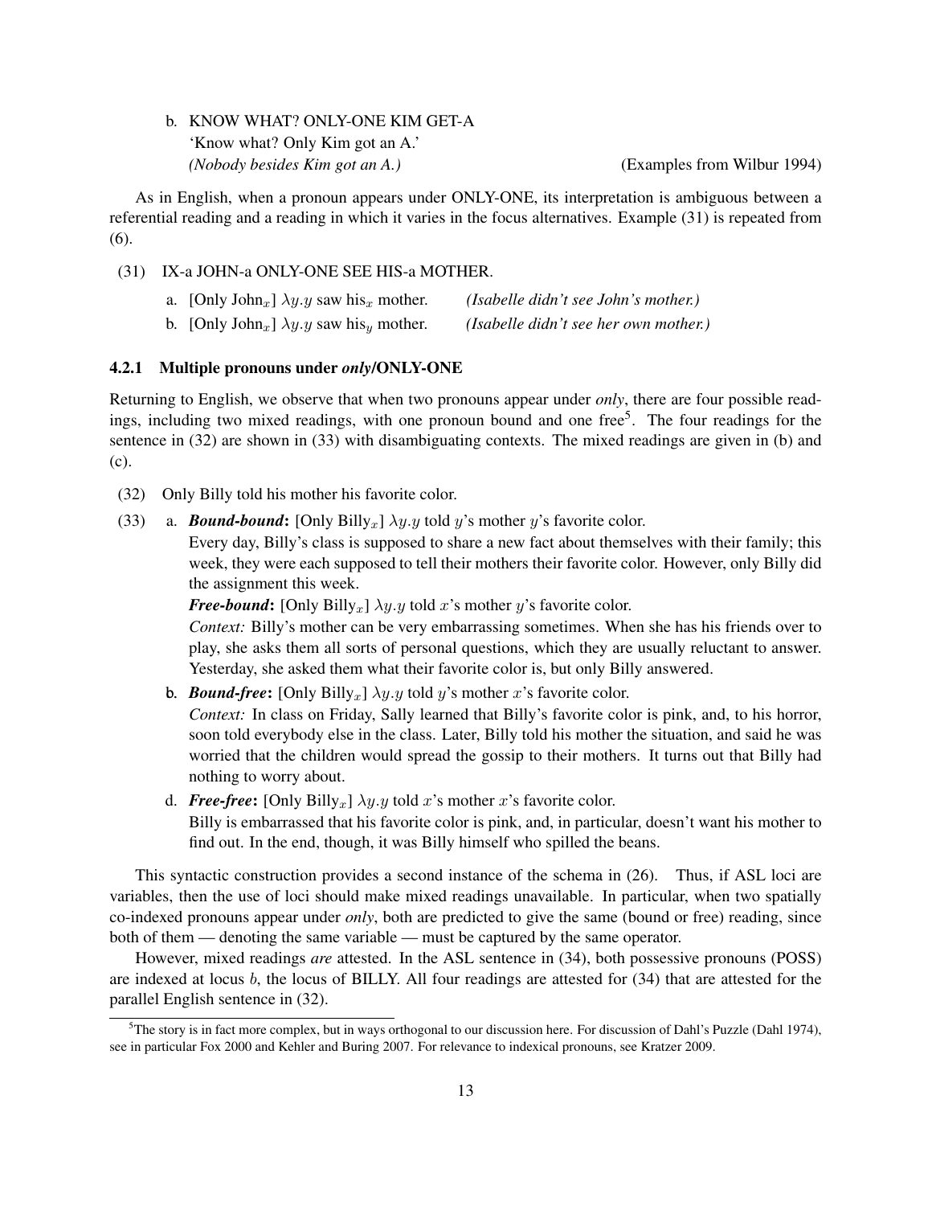b. KNOW WHAT? ONLY-ONE KIM GET-A
'Know what? Only Kim got an A.'
*(Nobody besides Kim got an A.)* (Examples from Wilbur 1994)

As in English, when a pronoun appears under ONLY-ONE, its interpretation is ambiguous between a referential reading and a reading in which it varies in the focus alternatives. Example (31) is repeated from (6).

(31) IX-a JOHN-a ONLY-ONE SEE HIS-a MOTHER.

a. [Only John$_x$] $\lambda y.y$ saw his$_x$ mother. *(Isabelle didn't see John's mother.)*

b. [Only John$_x$] $\lambda y.y$ saw his$_y$ mother. *(Isabelle didn't see her own mother.)*

### 4.2.1 Multiple pronouns under *only*/ONLY-ONE

Returning to English, we observe that when two pronouns appear under *only*, there are four possible readings, including two mixed readings, with one pronoun bound and one free[5]. The four readings for the sentence in (32) are shown in (33) with disambiguating contexts. The mixed readings are given in (b) and (c).

(32) Only Billy told his mother his favorite color.

(33) a. ***Bound-bound***: [Only Billy$_x$] $\lambda y.y$ told $y$'s mother $y$'s favorite color.
Every day, Billy's class is supposed to share a new fact about themselves with their family; this week, they were each supposed to tell their mothers their favorite color. However, only Billy did the assignment this week.
***Free-bound***: [Only Billy$_x$] $\lambda y.y$ told $x$'s mother $y$'s favorite color.
*Context:* Billy's mother can be very embarrassing sometimes. When she has his friends over to play, she asks them all sorts of personal questions, which they are usually reluctant to answer. Yesterday, she asked them what their favorite color is, but only Billy answered.

b. ***Bound-free***: [Only Billy$_x$] $\lambda y.y$ told $y$'s mother $x$'s favorite color.
*Context:* In class on Friday, Sally learned that Billy's favorite color is pink, and, to his horror, soon told everybody else in the class. Later, Billy told his mother the situation, and said he was worried that the children would spread the gossip to their mothers. It turns out that Billy had nothing to worry about.

d. ***Free-free***: [Only Billy$_x$] $\lambda y.y$ told $x$'s mother $x$'s favorite color.
Billy is embarrassed that his favorite color is pink, and, in particular, doesn't want his mother to find out. In the end, though, it was Billy himself who spilled the beans.

This syntactic construction provides a second instance of the schema in (26). Thus, if ASL loci are variables, then the use of loci should make mixed readings unavailable. In particular, when two spatially co-indexed pronouns appear under *only*, both are predicted to give the same (bound or free) reading, since both of them — denoting the same variable — must be captured by the same operator.

However, mixed readings *are* attested. In the ASL sentence in (34), both possessive pronouns (POSS) are indexed at locus $b$, the locus of BILLY. All four readings are attested for (34) that are attested for the parallel English sentence in (32).

[5] The story is in fact more complex, but in ways orthogonal to our discussion here. For discussion of Dahl's Puzzle (Dahl 1974), see in particular Fox 2000 and Kehler and Buring 2007. For relevance to indexical pronouns, see Kratzer 2009.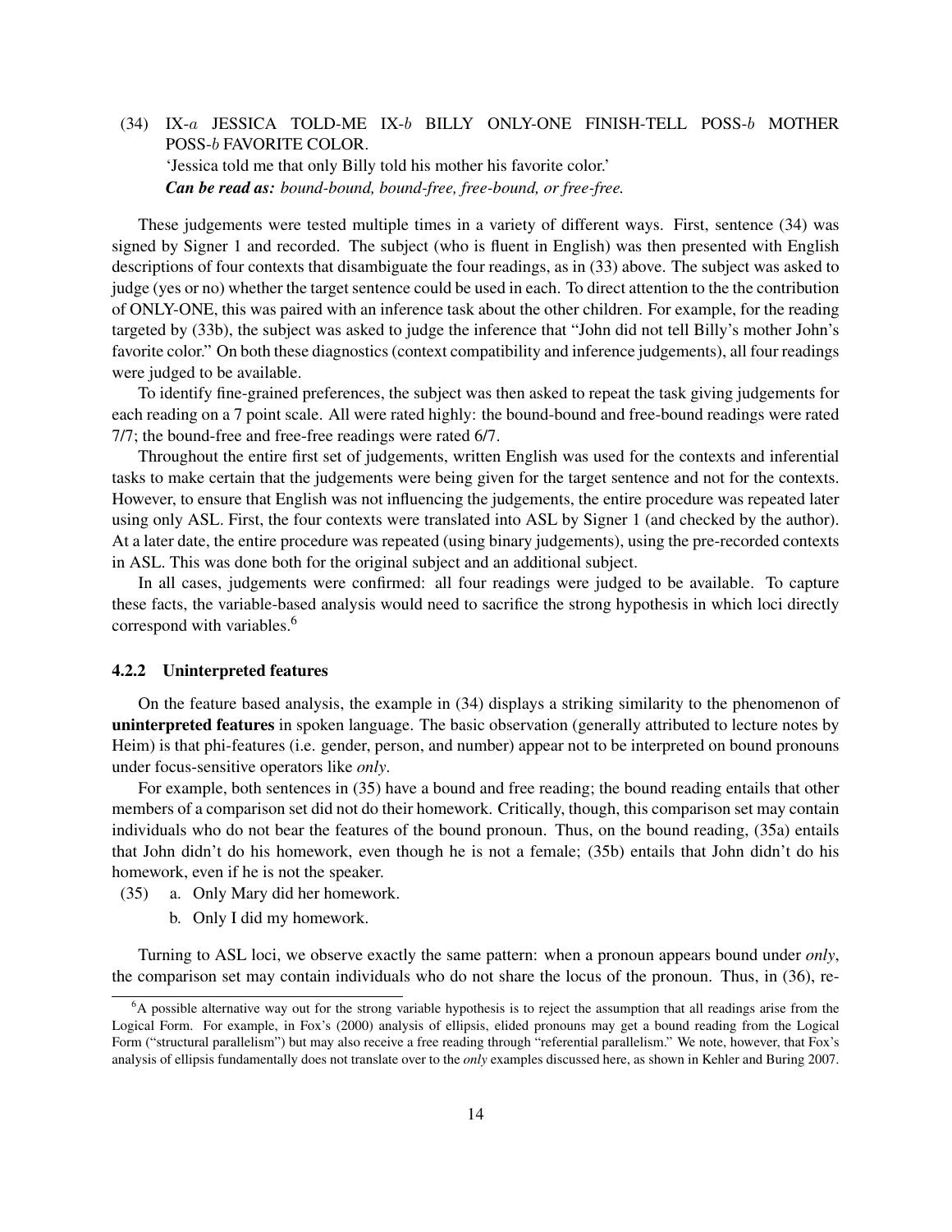(34) IX-$a$ JESSICA TOLD-ME IX-$b$ BILLY ONLY-ONE FINISH-TELL POSS-$b$ MOTHER POSS-$b$ FAVORITE COLOR.
'Jessica told me that only Billy told his mother his favorite color.'
***Can be read as:*** *bound-bound, bound-free, free-bound, or free-free.*

These judgements were tested multiple times in a variety of different ways. First, sentence (34) was signed by Signer 1 and recorded. The subject (who is fluent in English) was then presented with English descriptions of four contexts that disambiguate the four readings, as in (33) above. The subject was asked to judge (yes or no) whether the target sentence could be used in each. To direct attention to the the contribution of ONLY-ONE, this was paired with an inference task about the other children. For example, for the reading targeted by (33b), the subject was asked to judge the inference that "John did not tell Billy's mother John's favorite color." On both these diagnostics (context compatibility and inference judgements), all four readings were judged to be available.

To identify fine-grained preferences, the subject was then asked to repeat the task giving judgements for each reading on a 7 point scale. All were rated highly: the bound-bound and free-bound readings were rated 7/7; the bound-free and free-free readings were rated 6/7.

Throughout the entire first set of judgements, written English was used for the contexts and inferential tasks to make certain that the judgements were being given for the target sentence and not for the contexts. However, to ensure that English was not influencing the judgements, the entire procedure was repeated later using only ASL. First, the four contexts were translated into ASL by Signer 1 (and checked by the author). At a later date, the entire procedure was repeated (using binary judgements), using the pre-recorded contexts in ASL. This was done both for the original subject and an additional subject.

In all cases, judgements were confirmed: all four readings were judged to be available. To capture these facts, the variable-based analysis would need to sacrifice the strong hypothesis in which loci directly correspond with variables.[6]

#### 4.2.2 Uninterpreted features

On the feature based analysis, the example in (34) displays a striking similarity to the phenomenon of **uninterpreted features** in spoken language. The basic observation (generally attributed to lecture notes by Heim) is that phi-features (i.e. gender, person, and number) appear not to be interpreted on bound pronouns under focus-sensitive operators like *only*.

For example, both sentences in (35) have a bound and free reading; the bound reading entails that other members of a comparison set did not do their homework. Critically, though, this comparison set may contain individuals who do not bear the features of the bound pronoun. Thus, on the bound reading, (35a) entails that John didn't do his homework, even though he is not a female; (35b) entails that John didn't do his homework, even if he is not the speaker.

(35) a. Only Mary did her homework.
b. Only I did my homework.

Turning to ASL loci, we observe exactly the same pattern: when a pronoun appears bound under *only*, the comparison set may contain individuals who do not share the locus of the pronoun. Thus, in (36), re-

[6] A possible alternative way out for the strong variable hypothesis is to reject the assumption that all readings arise from the Logical Form. For example, in Fox's (2000) analysis of ellipsis, elided pronouns may get a bound reading from the Logical Form ("structural parallelism") but may also receive a free reading through "referential parallelism." We note, however, that Fox's analysis of ellipsis fundamentally does not translate over to the *only* examples discussed here, as shown in Kehler and Buring 2007.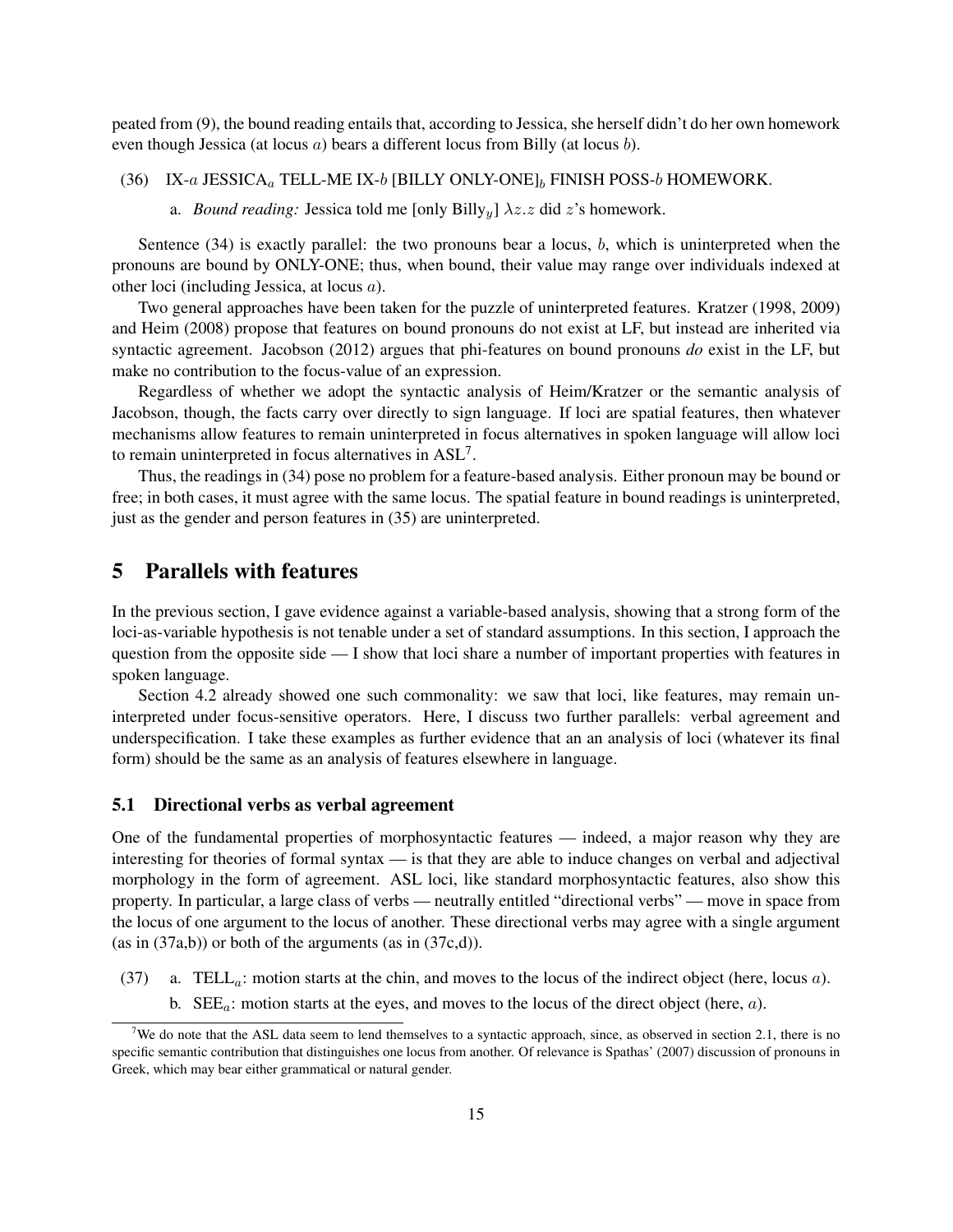peated from (9), the bound reading entails that, according to Jessica, she herself didn't do her own homework even though Jessica (at locus $a$) bears a different locus from Billy (at locus $b$).

(36) IX-$a$ JESSICA$_a$ TELL-ME IX-$b$ [BILLY ONLY-ONE]$_b$ FINISH POSS-$b$ HOMEWORK.

a. *Bound reading:* Jessica told me [only Billy$_y$] $\lambda z.z$ did $z$'s homework.

Sentence (34) is exactly parallel: the two pronouns bear a locus, $b$, which is uninterpreted when the pronouns are bound by ONLY-ONE; thus, when bound, their value may range over individuals indexed at other loci (including Jessica, at locus $a$).

Two general approaches have been taken for the puzzle of uninterpreted features. Kratzer (1998, 2009) and Heim (2008) propose that features on bound pronouns do not exist at LF, but instead are inherited via syntactic agreement. Jacobson (2012) argues that phi-features on bound pronouns *do* exist in the LF, but make no contribution to the focus-value of an expression.

Regardless of whether we adopt the syntactic analysis of Heim/Kratzer or the semantic analysis of Jacobson, though, the facts carry over directly to sign language. If loci are spatial features, then whatever mechanisms allow features to remain uninterpreted in focus alternatives in spoken language will allow loci to remain uninterpreted in focus alternatives in ASL[7].

Thus, the readings in (34) pose no problem for a feature-based analysis. Either pronoun may be bound or free; in both cases, it must agree with the same locus. The spatial feature in bound readings is uninterpreted, just as the gender and person features in (35) are uninterpreted.

## 5 Parallels with features

In the previous section, I gave evidence against a variable-based analysis, showing that a strong form of the loci-as-variable hypothesis is not tenable under a set of standard assumptions. In this section, I approach the question from the opposite side — I show that loci share a number of important properties with features in spoken language.

Section 4.2 already showed one such commonality: we saw that loci, like features, may remain uninterpreted under focus-sensitive operators. Here, I discuss two further parallels: verbal agreement and underspecification. I take these examples as further evidence that an an analysis of loci (whatever its final form) should be the same as an analysis of features elsewhere in language.

### 5.1 Directional verbs as verbal agreement

One of the fundamental properties of morphosyntactic features — indeed, a major reason why they are interesting for theories of formal syntax — is that they are able to induce changes on verbal and adjectival morphology in the form of agreement. ASL loci, like standard morphosyntactic features, also show this property. In particular, a large class of verbs — neutrally entitled "directional verbs" — move in space from the locus of one argument to the locus of another. These directional verbs may agree with a single argument (as in (37a,b)) or both of the arguments (as in (37c,d)).

(37) a. TELL$_a$: motion starts at the chin, and moves to the locus of the indirect object (here, locus $a$).

b. SEE$_a$: motion starts at the eyes, and moves to the locus of the direct object (here, $a$).

[7] We do note that the ASL data seem to lend themselves to a syntactic approach, since, as observed in section 2.1, there is no specific semantic contribution that distinguishes one locus from another. Of relevance is Spathas' (2007) discussion of pronouns in Greek, which may bear either grammatical or natural gender.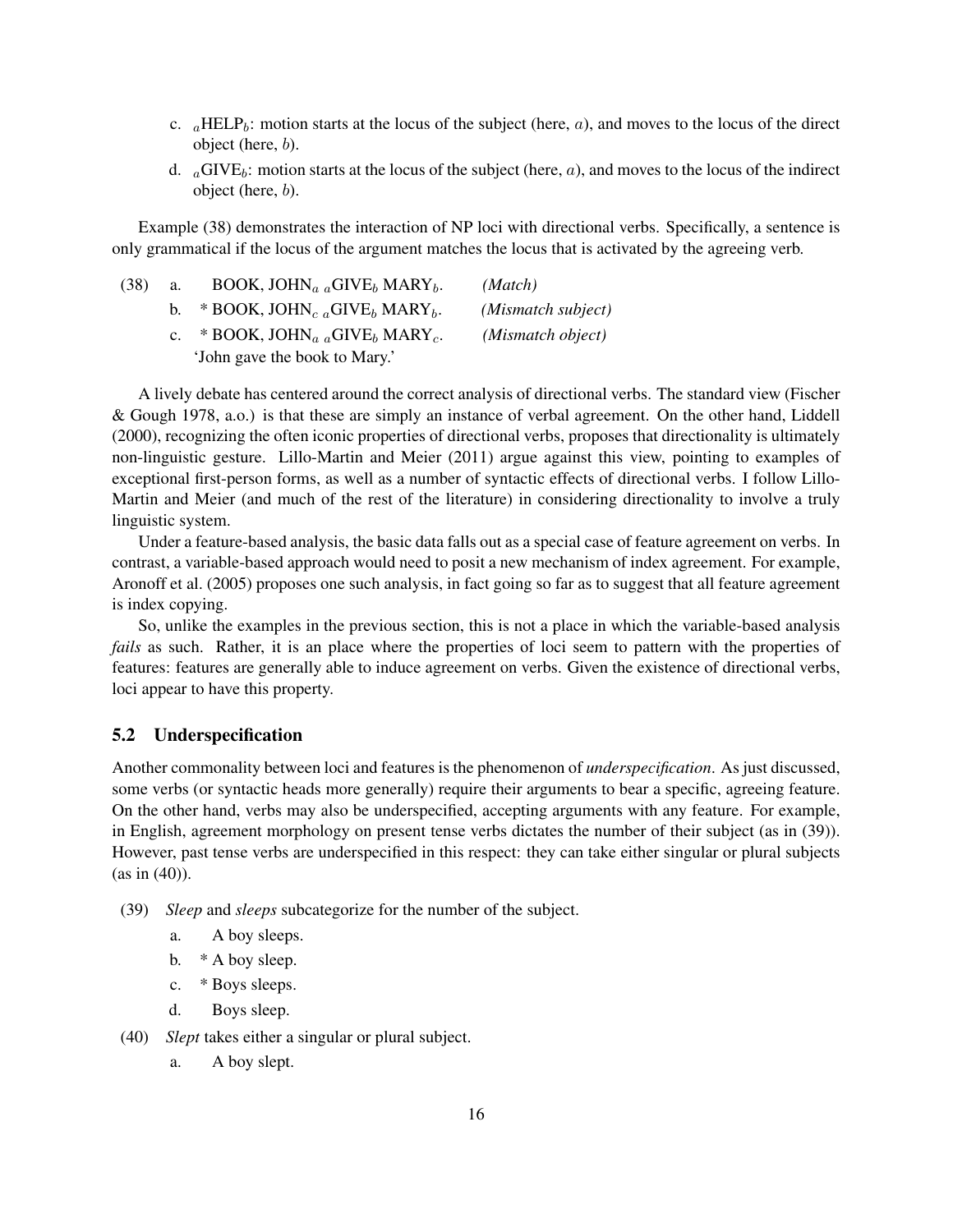c. ${}_{a}$HELP${}_{b}$: motion starts at the locus of the subject (here, $a$), and moves to the locus of the direct object (here, $b$).

d. ${}_{a}$GIVE${}_{b}$: motion starts at the locus of the subject (here, $a$), and moves to the locus of the indirect object (here, $b$).

Example (38) demonstrates the interaction of NP loci with directional verbs. Specifically, a sentence is only grammatical if the locus of the argument matches the locus that is activated by the agreeing verb.

(38) a. BOOK, JOHN$_a$ ${}_{a}$GIVE$_b$ MARY$_b$. *(Match)*

b. * BOOK, JOHN$_c$ ${}_{a}$GIVE$_b$ MARY$_b$. *(Mismatch subject)*

c. * BOOK, JOHN$_a$ ${}_{a}$GIVE$_b$ MARY$_c$. *(Mismatch object)*

'John gave the book to Mary.'

A lively debate has centered around the correct analysis of directional verbs. The standard view (Fischer & Gough 1978, a.o.) is that these are simply an instance of verbal agreement. On the other hand, Liddell (2000), recognizing the often iconic properties of directional verbs, proposes that directionality is ultimately non-linguistic gesture. Lillo-Martin and Meier (2011) argue against this view, pointing to examples of exceptional first-person forms, as well as a number of syntactic effects of directional verbs. I follow Lillo-Martin and Meier (and much of the rest of the literature) in considering directionality to involve a truly linguistic system.

Under a feature-based analysis, the basic data falls out as a special case of feature agreement on verbs. In contrast, a variable-based approach would need to posit a new mechanism of index agreement. For example, Aronoff et al. (2005) proposes one such analysis, in fact going so far as to suggest that all feature agreement is index copying.

So, unlike the examples in the previous section, this is not a place in which the variable-based analysis *fails* as such. Rather, it is an place where the properties of loci seem to pattern with the properties of features: features are generally able to induce agreement on verbs. Given the existence of directional verbs, loci appear to have this property.

## 5.2 Underspecification

Another commonality between loci and features is the phenomenon of *underspecification*. As just discussed, some verbs (or syntactic heads more generally) require their arguments to bear a specific, agreeing feature. On the other hand, verbs may also be underspecified, accepting arguments with any feature. For example, in English, agreement morphology on present tense verbs dictates the number of their subject (as in (39)). However, past tense verbs are underspecified in this respect: they can take either singular or plural subjects (as in (40)).

(39) *Sleep* and *sleeps* subcategorize for the number of the subject.

a. A boy sleeps.

b. * A boy sleep.

c. * Boys sleeps.

d. Boys sleep.

(40) *Slept* takes either a singular or plural subject.

a. A boy slept.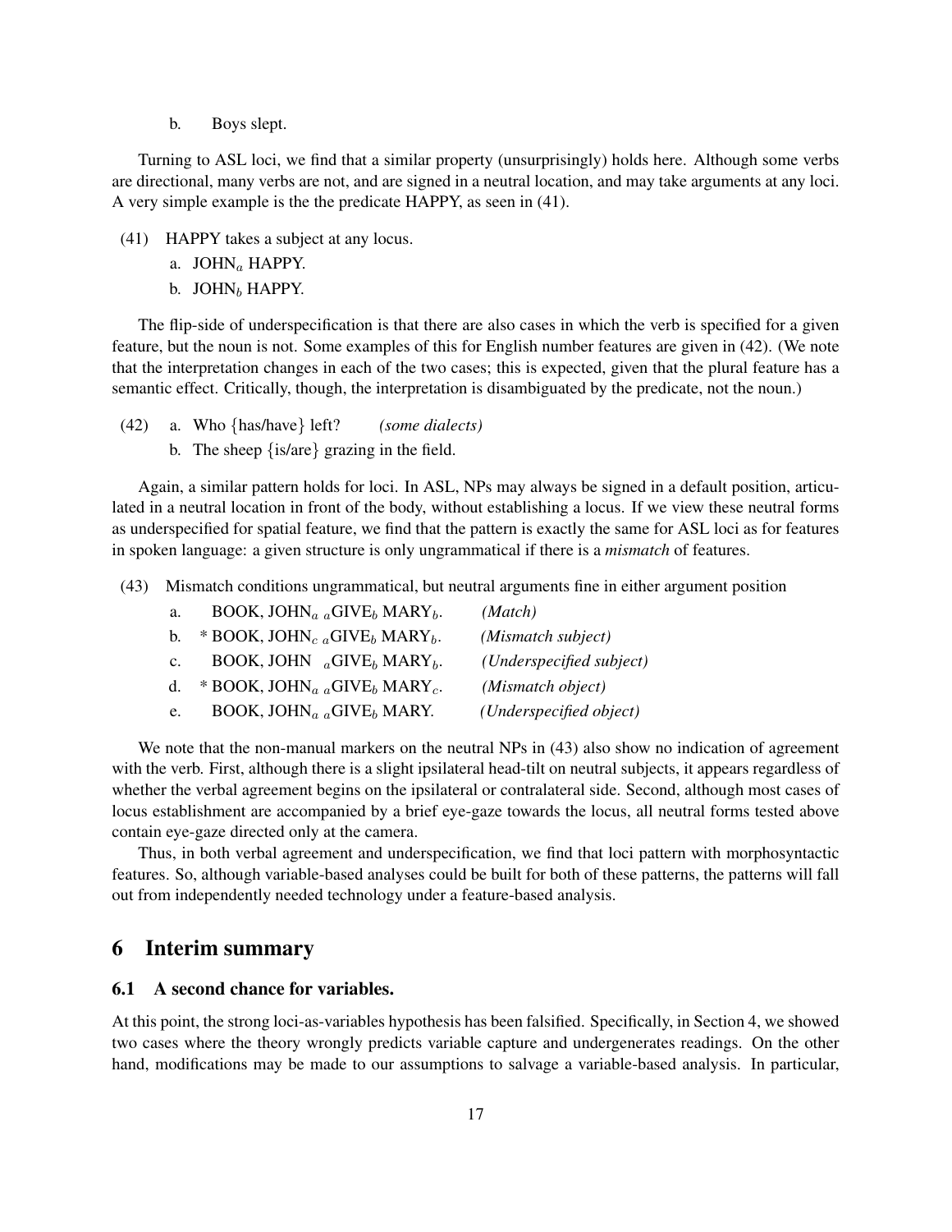b. Boys slept.

Turning to ASL loci, we find that a similar property (unsurprisingly) holds here. Although some verbs are directional, many verbs are not, and are signed in a neutral location, and may take arguments at any loci. A very simple example is the the predicate HAPPY, as seen in (41).

(41) HAPPY takes a subject at any locus.

a. JOHN$_a$ HAPPY.

b. JOHN$_b$ HAPPY.

The flip-side of underspecification is that there are also cases in which the verb is specified for a given feature, but the noun is not. Some examples of this for English number features are given in (42). (We note that the interpretation changes in each of the two cases; this is expected, given that the plural feature has a semantic effect. Critically, though, the interpretation is disambiguated by the predicate, not the noun.)

(42) a. Who {has/have} left? *(some dialects)*

b. The sheep {is/are} grazing in the field.

Again, a similar pattern holds for loci. In ASL, NPs may always be signed in a default position, articulated in a neutral location in front of the body, without establishing a locus. If we view these neutral forms as underspecified for spatial feature, we find that the pattern is exactly the same for ASL loci as for features in spoken language: a given structure is only ungrammatical if there is a *mismatch* of features.

(43) Mismatch conditions ungrammatical, but neutral arguments fine in either argument position

a. BOOK, JOHN$_a$ $_a$GIVE$_b$ MARY$_b$. *(Match)*

b. * BOOK, JOHN$_c$ $_a$GIVE$_b$ MARY$_b$. *(Mismatch subject)*

c. BOOK, JOHN $_a$GIVE$_b$ MARY$_b$. *(Underspecified subject)*

d. * BOOK, JOHN$_a$ $_a$GIVE$_b$ MARY$_c$. *(Mismatch object)*

e. BOOK, JOHN$_a$ $_a$GIVE$_b$ MARY. *(Underspecified object)*

We note that the non-manual markers on the neutral NPs in (43) also show no indication of agreement with the verb. First, although there is a slight ipsilateral head-tilt on neutral subjects, it appears regardless of whether the verbal agreement begins on the ipsilateral or contralateral side. Second, although most cases of locus establishment are accompanied by a brief eye-gaze towards the locus, all neutral forms tested above contain eye-gaze directed only at the camera.

Thus, in both verbal agreement and underspecification, we find that loci pattern with morphosyntactic features. So, although variable-based analyses could be built for both of these patterns, the patterns will fall out from independently needed technology under a feature-based analysis.

## 6 Interim summary

### 6.1 A second chance for variables.

At this point, the strong loci-as-variables hypothesis has been falsified. Specifically, in Section 4, we showed two cases where the theory wrongly predicts variable capture and undergenerates readings. On the other hand, modifications may be made to our assumptions to salvage a variable-based analysis. In particular,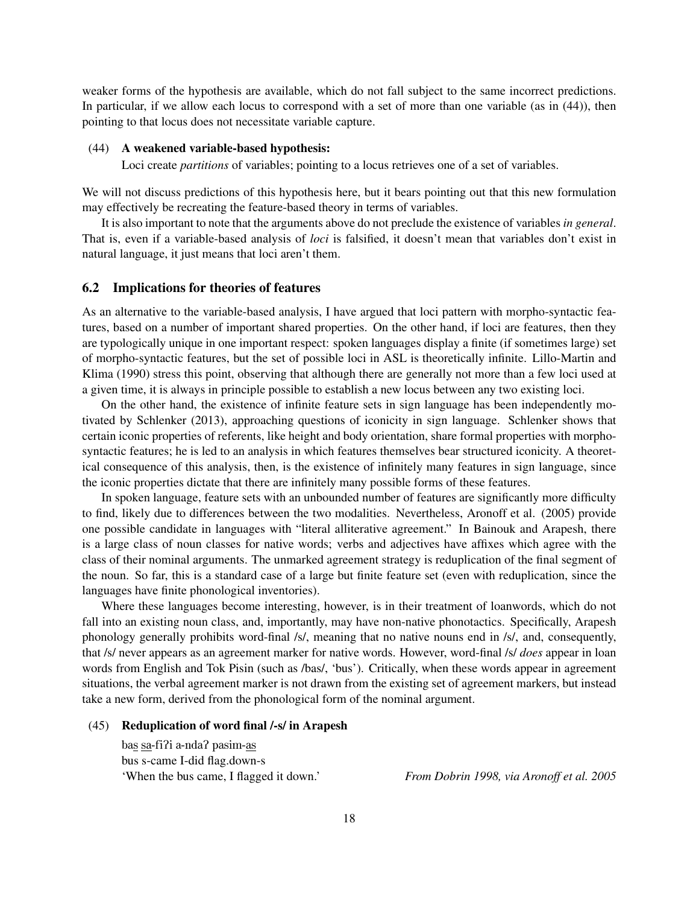weaker forms of the hypothesis are available, which do not fall subject to the same incorrect predictions. In particular, if we allow each locus to correspond with a set of more than one variable (as in (44)), then pointing to that locus does not necessitate variable capture.

(44) **A weakened variable-based hypothesis:**
Loci create *partitions* of variables; pointing to a locus retrieves one of a set of variables.

We will not discuss predictions of this hypothesis here, but it bears pointing out that this new formulation may effectively be recreating the feature-based theory in terms of variables.

It is also important to note that the arguments above do not preclude the existence of variables *in general*. That is, even if a variable-based analysis of *loci* is falsified, it doesn't mean that variables don't exist in natural language, it just means that loci aren't them.

## 6.2 Implications for theories of features

As an alternative to the variable-based analysis, I have argued that loci pattern with morpho-syntactic features, based on a number of important shared properties. On the other hand, if loci are features, then they are typologically unique in one important respect: spoken languages display a finite (if sometimes large) set of morpho-syntactic features, but the set of possible loci in ASL is theoretically infinite. Lillo-Martin and Klima (1990) stress this point, observing that although there are generally not more than a few loci used at a given time, it is always in principle possible to establish a new locus between any two existing loci.

On the other hand, the existence of infinite feature sets in sign language has been independently motivated by Schlenker (2013), approaching questions of iconicity in sign language. Schlenker shows that certain iconic properties of referents, like height and body orientation, share formal properties with morpho-syntactic features; he is led to an analysis in which features themselves bear structured iconicity. A theoretical consequence of this analysis, then, is the existence of infinitely many features in sign language, since the iconic properties dictate that there are infinitely many possible forms of these features.

In spoken language, feature sets with an unbounded number of features are significantly more difficulty to find, likely due to differences between the two modalities. Nevertheless, Aronoff et al. (2005) provide one possible candidate in languages with "literal alliterative agreement." In Bainouk and Arapesh, there is a large class of noun classes for native words; verbs and adjectives have affixes which agree with the class of their nominal arguments. The unmarked agreement strategy is reduplication of the final segment of the noun. So far, this is a standard case of a large but finite feature set (even with reduplication, since the languages have finite phonological inventories).

Where these languages become interesting, however, is in their treatment of loanwords, which do not fall into an existing noun class, and, importantly, may have non-native phonotactics. Specifically, Arapesh phonology generally prohibits word-final /s/, meaning that no native nouns end in /s/, and, consequently, that /s/ never appears as an agreement marker for native words. However, word-final /s/ *does* appear in loan words from English and Tok Pisin (such as /bas/, 'bus'). Critically, when these words appear in agreement situations, the verbal agreement marker is not drawn from the existing set of agreement markers, but instead take a new form, derived from the phonological form of the nominal argument.

(45) **Reduplication of word final /-s/ in Arapesh**

ba<u>s</u> <u>sa</u>-fiʔi a-ndaʔ pasim-<u>as</u>
bus s-came I-did flag.down-s
'When the bus came, I flagged it down.' *From Dobrin 1998, via Aronoff et al. 2005*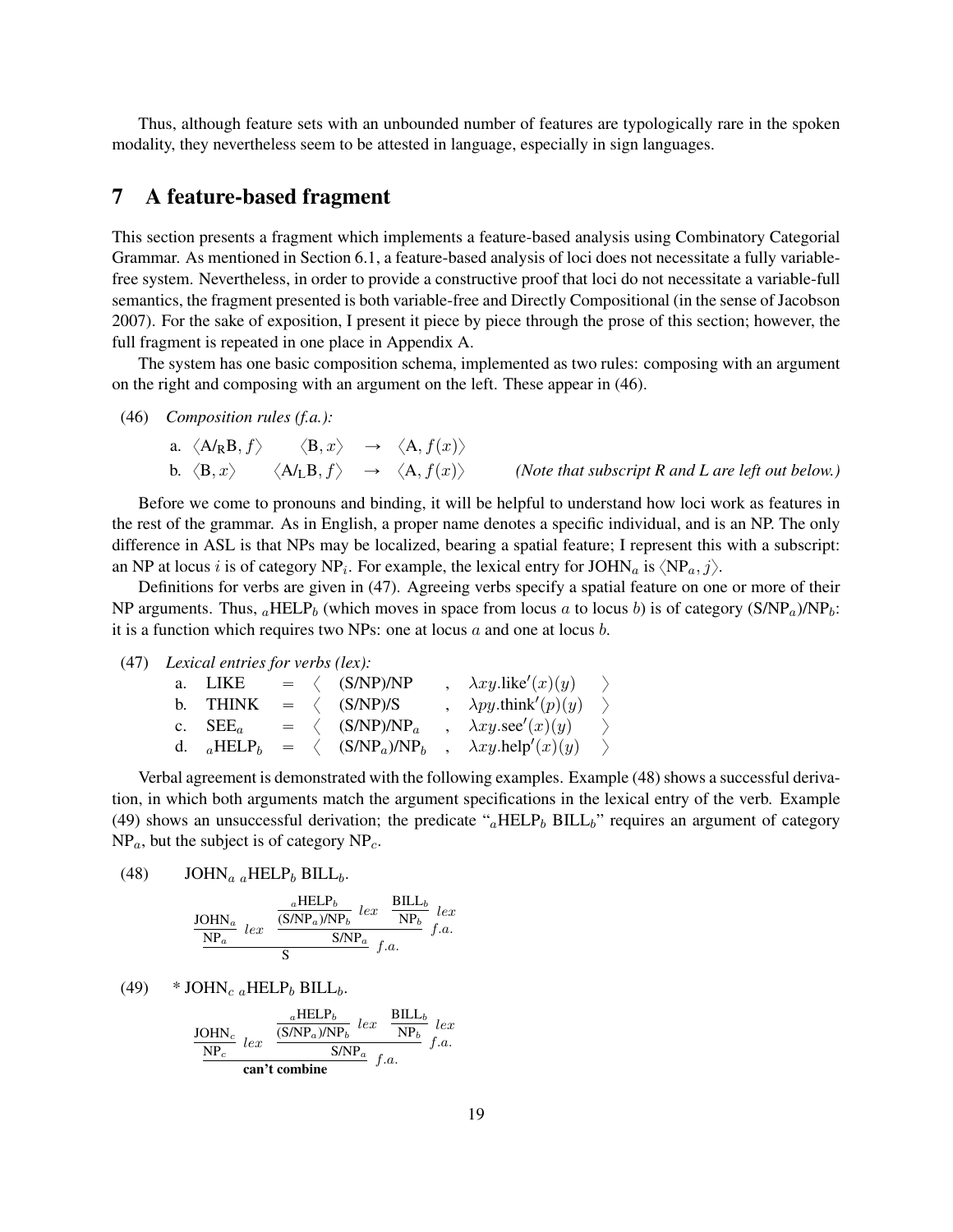Thus, although feature sets with an unbounded number of features are typologically rare in the spoken modality, they nevertheless seem to be attested in language, especially in sign languages.

## 7 A feature-based fragment

This section presents a fragment which implements a feature-based analysis using Combinatory Categorial Grammar. As mentioned in Section 6.1, a feature-based analysis of loci does not necessitate a fully variable-free system. Nevertheless, in order to provide a constructive proof that loci do not necessitate a variable-full semantics, the fragment presented is both variable-free and Directly Compositional (in the sense of Jacobson 2007). For the sake of exposition, I present it piece by piece through the prose of this section; however, the full fragment is repeated in one place in Appendix A.

The system has one basic composition schema, implemented as two rules: composing with an argument on the right and composing with an argument on the left. These appear in (46).

(46) *Composition rules (f.a.):*

a. $\langle \text{A/}_\text{R}\text{B}, f\rangle \quad \langle \text{B}, x\rangle \quad \rightarrow \quad \langle \text{A}, f(x)\rangle$

b. $\langle \text{B}, x\rangle \quad \langle \text{A/}_\text{L}\text{B}, f\rangle \quad \rightarrow \quad \langle \text{A}, f(x)\rangle$ *(Note that subscript R and L are left out below.)*

Before we come to pronouns and binding, it will be helpful to understand how loci work as features in the rest of the grammar. As in English, a proper name denotes a specific individual, and is an NP. The only difference in ASL is that NPs may be localized, bearing a spatial feature; I represent this with a subscript: an NP at locus $i$ is of category $\text{NP}_i$. For example, the lexical entry for $\text{JOHN}_a$ is $\langle \text{NP}_a, j\rangle$.

Definitions for verbs are given in (47). Agreeing verbs specify a spatial feature on one or more of their NP arguments. Thus, ${}_a\text{HELP}_b$ (which moves in space from locus $a$ to locus $b$) is of category $(\text{S/NP}_a)\text{/NP}_b$: it is a function which requires two NPs: one at locus $a$ and one at locus $b$.

(47) *Lexical entries for verbs (lex):*

| | | | | | | |
|---|---|---|---|---|---|---|
| a. | LIKE | = | ⟨ | (S/NP)/NP | , $\lambda xy.\text{like}'(x)(y)$ | ⟩ |
| b. | THINK | = | ⟨ | (S/NP)/S | , $\lambda py.\text{think}'(p)(y)$ | ⟩ |
| c. | $\text{SEE}_a$ | = | ⟨ | $(\text{S/NP})\text{/NP}_a$ | , $\lambda xy.\text{see}'(x)(y)$ | ⟩ |
| d. | ${}_a\text{HELP}_b$ | = | ⟨ | $(\text{S/NP}_a)\text{/NP}_b$ | , $\lambda xy.\text{help}'(x)(y)$ | ⟩ |

Verbal agreement is demonstrated with the following examples. Example (48) shows a successful derivation, in which both arguments match the argument specifications in the lexical entry of the verb. Example (49) shows an unsuccessful derivation; the predicate "${}_a\text{HELP}_b$ $\text{BILL}_b$" requires an argument of category $\text{NP}_a$, but the subject is of category $\text{NP}_c$.

(48) $\text{JOHN}_a$ ${}_a\text{HELP}_b$ $\text{BILL}_b$.

$$\dfrac{\dfrac{\text{JOHN}_a}{\text{NP}_a}\,lex \qquad \dfrac{\dfrac{{}_a\text{HELP}_b}{(\text{S/NP}_a)\text{/NP}_b}\,lex \quad \dfrac{\text{BILL}_b}{\text{NP}_b}\,lex}{\text{S/NP}_a}\,f.a.}{\text{S}}\,f.a.$$

(49) * $\text{JOHN}_c$ ${}_a\text{HELP}_b$ $\text{BILL}_b$.

$$\dfrac{\dfrac{\text{JOHN}_c}{\text{NP}_c}\,lex \qquad \dfrac{\dfrac{{}_a\text{HELP}_b}{(\text{S/NP}_a)\text{/NP}_b}\,lex \quad \dfrac{\text{BILL}_b}{\text{NP}_b}\,lex}{\text{S/NP}_a}\,f.a.}{\textbf{can't combine}}$$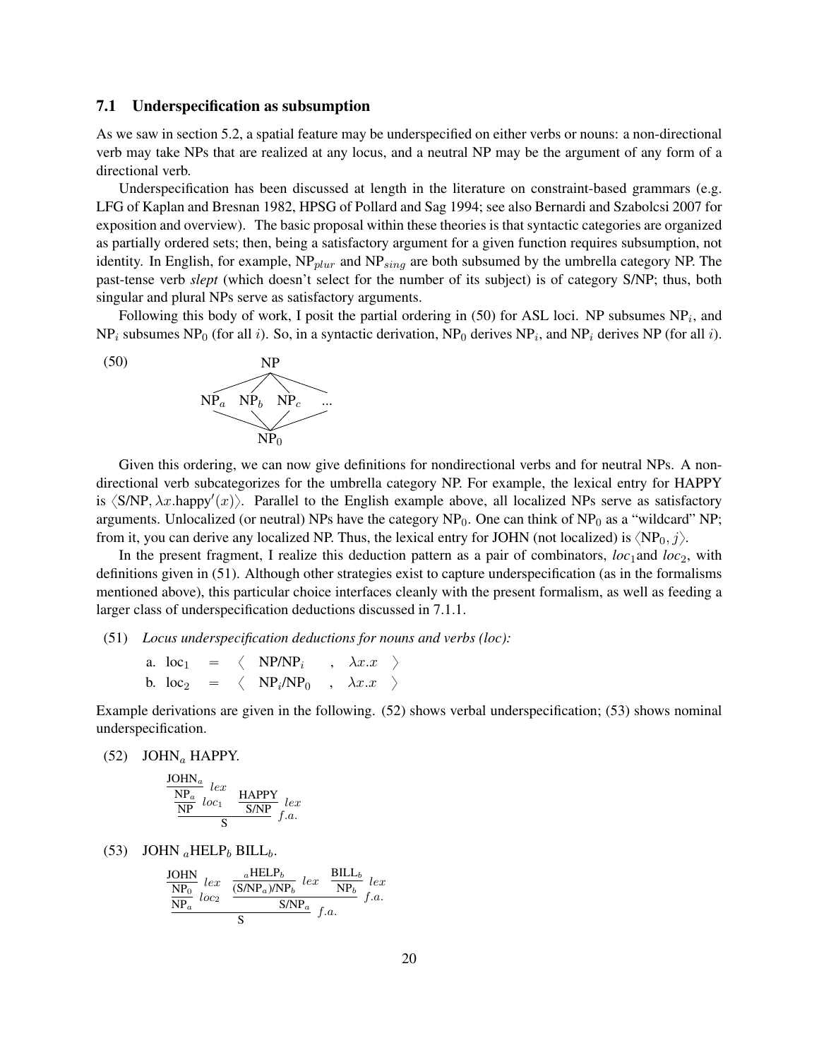### 7.1 Underspecification as subsumption

As we saw in section 5.2, a spatial feature may be underspecified on either verbs or nouns: a non-directional verb may take NPs that are realized at any locus, and a neutral NP may be the argument of any form of a directional verb.

Underspecification has been discussed at length in the literature on constraint-based grammars (e.g. LFG of Kaplan and Bresnan 1982, HPSG of Pollard and Sag 1994; see also Bernardi and Szabolcsi 2007 for exposition and overview). The basic proposal within these theories is that syntactic categories are organized as partially ordered sets; then, being a satisfactory argument for a given function requires subsumption, not identity. In English, for example, $\text{NP}_{plur}$ and $\text{NP}_{sing}$ are both subsumed by the umbrella category NP. The past-tense verb *slept* (which doesn't select for the number of its subject) is of category S/NP; thus, both singular and plural NPs serve as satisfactory arguments.

Following this body of work, I posit the partial ordering in (50) for ASL loci. NP subsumes $\text{NP}_i$, and $\text{NP}_i$ subsumes $\text{NP}_0$ (for all $i$). So, in a syntactic derivation, $\text{NP}_0$ derives $\text{NP}_i$, and $\text{NP}_i$ derives NP (for all $i$).

(50)

```
              NP
        /    /   \    \
     NP_a  NP_b  NP_c  ...
        \    \   /    /
              NP_0
```

Given this ordering, we can now give definitions for nondirectional verbs and for neutral NPs. A nondirectional verb subcategorizes for the umbrella category NP. For example, the lexical entry for HAPPY is $\langle \text{S/NP}, \lambda x.\text{happy}'(x)\rangle$. Parallel to the English example above, all localized NPs serve as satisfactory arguments. Unlocalized (or neutral) NPs have the category $\text{NP}_0$. One can think of $\text{NP}_0$ as a "wildcard" NP; from it, you can derive any localized NP. Thus, the lexical entry for JOHN (not localized) is $\langle \text{NP}_0, j\rangle$.

In the present fragment, I realize this deduction pattern as a pair of combinators, $loc_1$ and $loc_2$, with definitions given in (51). Although other strategies exist to capture underspecification (as in the formalisms mentioned above), this particular choice interfaces cleanly with the present formalism, as well as feeding a larger class of underspecification deductions discussed in 7.1.1.

(51) *Locus underspecification deductions for nouns and verbs (loc):*

a. $\text{loc}_1 \;=\; \langle \;\; \text{NP/NP}_i \;\;,\;\; \lambda x.x \;\; \rangle$

b. $\text{loc}_2 \;=\; \langle \;\; \text{NP}_i\text{/NP}_0 \;\;,\;\; \lambda x.x \;\; \rangle$

Example derivations are given in the following. (52) shows verbal underspecification; (53) shows nominal underspecification.

(52) $\text{JOHN}_a$ HAPPY.

$$\dfrac{\dfrac{\dfrac{\text{JOHN}_a}{\text{NP}_a}\,lex}{\text{NP}}\,loc_1 \qquad \dfrac{\text{HAPPY}}{\text{S/NP}}\,lex}{\text{S}}\,f.a.$$

(53) JOHN ${}_a\text{HELP}_b$ $\text{BILL}_b$.

$$\dfrac{\dfrac{\dfrac{\text{JOHN}}{\text{NP}_0}\,lex}{\text{NP}_a}\,loc_2 \qquad \dfrac{\dfrac{{}_a\text{HELP}_b}{(\text{S/NP}_a)\text{/NP}_b}\,lex \qquad \dfrac{\text{BILL}_b}{\text{NP}_b}\,lex}{\text{S/NP}_a}\,f.a.}{\text{S}}\,f.a.$$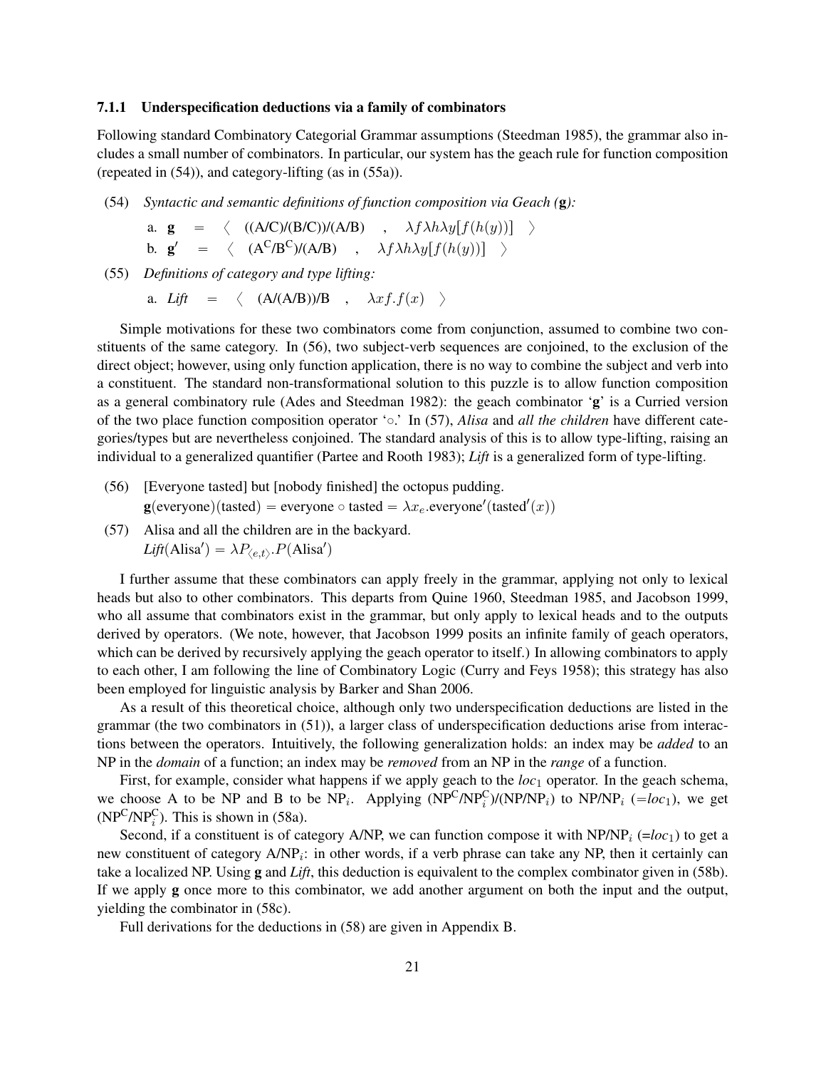### 7.1.1 Underspecification deductions via a family of combinators

Following standard Combinatory Categorial Grammar assumptions (Steedman 1985), the grammar also includes a small number of combinators. In particular, our system has the geach rule for function composition (repeated in (54)), and category-lifting (as in (55a)).

(54) *Syntactic and semantic definitions of function composition via Geach* (**g**)*:*

a. $\mathbf{g} \quad = \quad \langle \quad ((\text{A/C})/(\text{B/C}))/(\text{A/B}) \quad , \quad \lambda f \lambda h \lambda y[f(h(y))] \quad \rangle$

b. $\mathbf{g}' \quad = \quad \langle \quad (\text{A}^{\text{C}}/\text{B}^{\text{C}})/(\text{A/B}) \quad , \quad \lambda f \lambda h \lambda y[f(h(y))] \quad \rangle$

(55) *Definitions of category and type lifting:*

a. $\textit{Lift} \quad = \quad \langle \quad (\text{A}/(\text{A/B}))/\text{B} \quad , \quad \lambda x f . f(x) \quad \rangle$

Simple motivations for these two combinators come from conjunction, assumed to combine two constituents of the same category. In (56), two subject-verb sequences are conjoined, to the exclusion of the direct object; however, using only function application, there is no way to combine the subject and verb into a constituent. The standard non-transformational solution to this puzzle is to allow function composition as a general combinatory rule (Ades and Steedman 1982): the geach combinator '**g**' is a Curried version of the two place function composition operator '$\circ$.' In (57), *Alisa* and *all the children* have different categories/types but are nevertheless conjoined. The standard analysis of this is to allow type-lifting, raising an individual to a generalized quantifier (Partee and Rooth 1983); *Lift* is a generalized form of type-lifting.

(56) [Everyone tasted] but [nobody finished] the octopus pudding.
$\mathbf{g}(\text{everyone})(\text{tasted}) = \text{everyone} \circ \text{tasted} = \lambda x_e.\text{everyone}'(\text{tasted}'(x))$

(57) Alisa and all the children are in the backyard.
$\textit{Lift}(\text{Alisa}') = \lambda P_{\langle e,t \rangle}.P(\text{Alisa}')$

I further assume that these combinators can apply freely in the grammar, applying not only to lexical heads but also to other combinators. This departs from Quine 1960, Steedman 1985, and Jacobson 1999, who all assume that combinators exist in the grammar, but only apply to lexical heads and to the outputs derived by operators. (We note, however, that Jacobson 1999 posits an infinite family of geach operators, which can be derived by recursively applying the geach operator to itself.) In allowing combinators to apply to each other, I am following the line of Combinatory Logic (Curry and Feys 1958); this strategy has also been employed for linguistic analysis by Barker and Shan 2006.

As a result of this theoretical choice, although only two underspecification deductions are listed in the grammar (the two combinators in (51)), a larger class of underspecification deductions arise from interactions between the operators. Intuitively, the following generalization holds: an index may be *added* to an NP in the *domain* of a function; an index may be *removed* from an NP in the *range* of a function.

First, for example, consider what happens if we apply geach to the $loc_1$ operator. In the geach schema, we choose A to be NP and B to be $\text{NP}_i$. Applying $(\text{NP}^{\text{C}}/\text{NP}_i^{\text{C}})/(\text{NP}/\text{NP}_i)$ to $\text{NP}/\text{NP}_i$ (=$loc_1$), we get $(\text{NP}^{\text{C}}/\text{NP}_i^{\text{C}})$. This is shown in (58a).

Second, if a constituent is of category A/NP, we can function compose it with $\text{NP}/\text{NP}_i$ (=$loc_1$) to get a new constituent of category $\text{A}/\text{NP}_i$: in other words, if a verb phrase can take any NP, then it certainly can take a localized NP. Using **g** and *Lift*, this deduction is equivalent to the complex combinator given in (58b). If we apply **g** once more to this combinator, we add another argument on both the input and the output, yielding the combinator in (58c).

Full derivations for the deductions in (58) are given in Appendix B.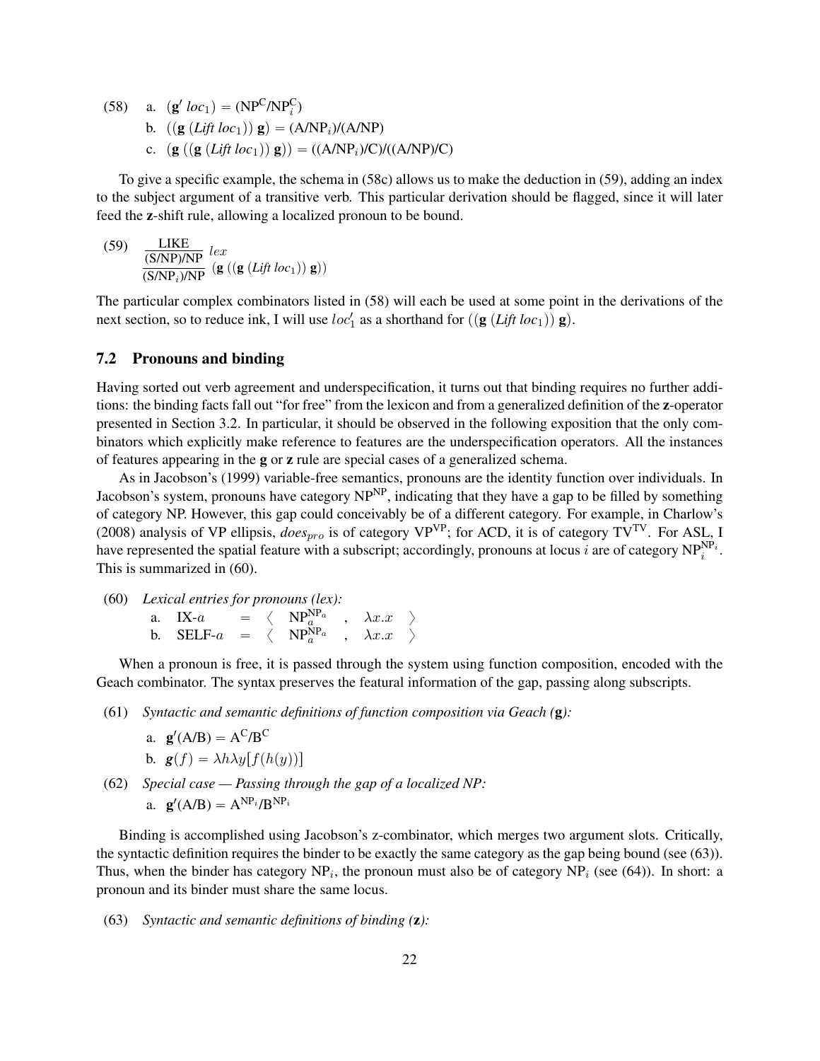(58) a. $(\mathbf{g}'\ loc_1) = (\mathrm{NP^C/NP_i^C})$

b. $((\mathbf{g}\ (\mathit{Lift}\ loc_1))\ \mathbf{g}) = (\mathrm{A/NP}_i)/(\mathrm{A/NP})$

c. $(\mathbf{g}\ ((\mathbf{g}\ (\mathit{Lift}\ loc_1))\ \mathbf{g})) = ((\mathrm{A/NP}_i)/\mathrm{C})/((\mathrm{A/NP})/\mathrm{C})$

To give a specific example, the schema in (58c) allows us to make the deduction in (59), adding an index to the subject argument of a transitive verb. This particular derivation should be flagged, since it will later feed the **z**-shift rule, allowing a localized pronoun to be bound.

(59)
$$\dfrac{\dfrac{\text{LIKE}}{\text{(S/NP)/NP}}\ lex}{(\text{S/NP}_i)\text{/NP}}\ (\mathbf{g}\ ((\mathbf{g}\ (\mathit{Lift}\ loc_1))\ \mathbf{g}))$$

The particular complex combinators listed in (58) will each be used at some point in the derivations of the next section, so to reduce ink, I will use $loc_1'$ as a shorthand for $((\mathbf{g}\ (\mathit{Lift}\ loc_1))\ \mathbf{g})$.

## 7.2 Pronouns and binding

Having sorted out verb agreement and underspecification, it turns out that binding requires no further additions: the binding facts fall out "for free" from the lexicon and from a generalized definition of the **z**-operator presented in Section 3.2. In particular, it should be observed in the following exposition that the only combinators which explicitly make reference to features are the underspecification operators. All the instances of features appearing in the **g** or **z** rule are special cases of a generalized schema.

As in Jacobson's (1999) variable-free semantics, pronouns are the identity function over individuals. In Jacobson's system, pronouns have category $\mathrm{NP^{NP}}$, indicating that they have a gap to be filled by something of category NP. However, this gap could conceivably be of a different category. For example, in Charlow's (2008) analysis of VP ellipsis, $does_{pro}$ is of category $\mathrm{VP^{VP}}$; for ACD, it is of category $\mathrm{TV^{TV}}$. For ASL, I have represented the spatial feature with a subscript; accordingly, pronouns at locus $i$ are of category $\mathrm{NP}_i^{\mathrm{NP}_i}$. This is summarized in (60).

(60) *Lexical entries for pronouns (lex):*

a. IX-$a$ = $\langle\ \mathrm{NP}_a^{\mathrm{NP}_a}\ ,\ \lambda x.x\ \rangle$

b. SELF-$a$ = $\langle\ \mathrm{NP}_a^{\mathrm{NP}_a}\ ,\ \lambda x.x\ \rangle$

When a pronoun is free, it is passed through the system using function composition, encoded with the Geach combinator. The syntax preserves the featural information of the gap, passing along subscripts.

(61) *Syntactic and semantic definitions of function composition via Geach (**g**):*

a. $\mathbf{g}'(\mathrm{A/B}) = \mathrm{A^C/B^C}$

b. $\boldsymbol{g}(f) = \lambda h \lambda y[f(h(y))]$

(62) *Special case — Passing through the gap of a localized NP:*

a. $\mathbf{g}'(\mathrm{A/B}) = \mathrm{A}^{\mathrm{NP}_i}/\mathrm{B}^{\mathrm{NP}_i}$

Binding is accomplished using Jacobson's z-combinator, which merges two argument slots. Critically, the syntactic definition requires the binder to be exactly the same category as the gap being bound (see (63)). Thus, when the binder has category $\mathrm{NP}_i$, the pronoun must also be of category $\mathrm{NP}_i$ (see (64)). In short: a pronoun and its binder must share the same locus.

(63) *Syntactic and semantic definitions of binding (**z**):*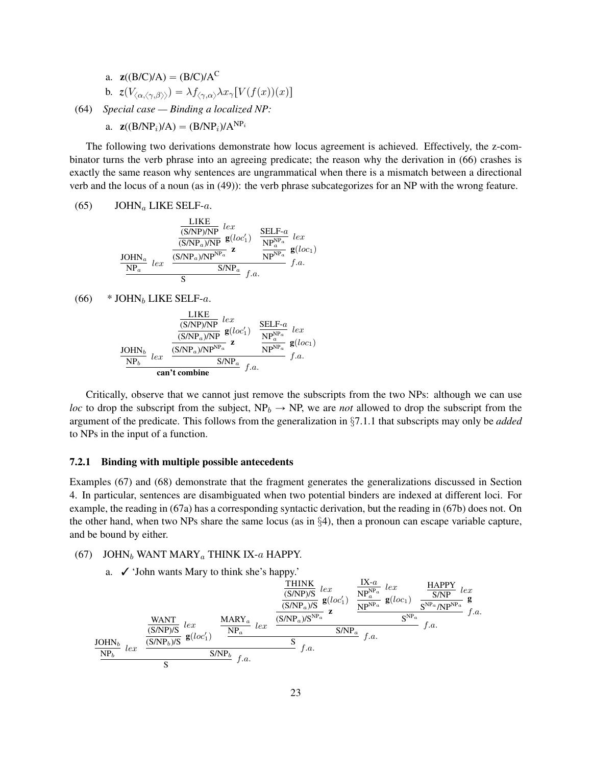a. $\mathbf{z}((B/C)/A) = (B/C)/A^{C}$

b. $z(V_{\langle\alpha,\langle\gamma,\beta\rangle\rangle}) = \lambda f_{\langle\gamma,\alpha\rangle}\lambda x_{\gamma}[V(f(x))(x)]$

(64) *Special case — Binding a localized NP:*

a. $\mathbf{z}((B/NP_i)/A) = (B/NP_i)/A^{NP_i}$

The following two derivations demonstrate how locus agreement is achieved. Effectively, the z-combinator turns the verb phrase into an agreeing predicate; the reason why the derivation in (66) crashes is exactly the same reason why sentences are ungrammatical when there is a mismatch between a directional verb and the locus of a noun (as in (49)): the verb phrase subcategorizes for an NP with the wrong feature.

(65) JOHN$_a$ LIKE SELF-$a$.

$$\dfrac{\dfrac{\text{JOHN}_a}{\text{NP}_a}\,lex \quad \dfrac{\dfrac{\dfrac{\dfrac{\text{LIKE}}{\text{(S/NP)/NP}}\,lex}{(\text{S/NP}_a)\text{/NP}}\,\mathbf{g}(loc_1')}{(\text{S/NP}_a)/\text{NP}^{\text{NP}_a}}\,\mathbf{z} \quad \dfrac{\dfrac{\text{SELF-}a}{\text{NP}_a^{\text{NP}_a}}\,lex}{\text{NP}^{\text{NP}_a}}\,\mathbf{g}(loc_1)}{\text{S/NP}_a}\,f.a.}{\text{S}}\,f.a.$$

(66) * JOHN$_b$ LIKE SELF-$a$.

$$\dfrac{\dfrac{\text{JOHN}_b}{\text{NP}_b}\,lex \quad \dfrac{\dfrac{\dfrac{\dfrac{\text{LIKE}}{\text{(S/NP)/NP}}\,lex}{(\text{S/NP}_a)\text{/NP}}\,\mathbf{g}(loc_1')}{(\text{S/NP}_a)/\text{NP}^{\text{NP}_a}}\,\mathbf{z} \quad \dfrac{\dfrac{\text{SELF-}a}{\text{NP}_a^{\text{NP}_a}}\,lex}{\text{NP}^{\text{NP}_a}}\,\mathbf{g}(loc_1)}{\text{S/NP}_a}\,f.a.}{\textbf{can't combine}}$$

Critically, observe that we cannot just remove the subscripts from the two NPs: although we can use *loc* to drop the subscript from the subject, $\text{NP}_b \rightarrow \text{NP}$, we are *not* allowed to drop the subscript from the argument of the predicate. This follows from the generalization in §7.1.1 that subscripts may only be *added* to NPs in the input of a function.

### 7.2.1 Binding with multiple possible antecedents

Examples (67) and (68) demonstrate that the fragment generates the generalizations discussed in Section 4. In particular, sentences are disambiguated when two potential binders are indexed at different loci. For example, the reading in (67a) has a corresponding syntactic derivation, but the reading in (67b) does not. On the other hand, when two NPs share the same locus (as in §4), then a pronoun can escape variable capture, and be bound by either.

(67) JOHN$_b$ WANT MARY$_a$ THINK IX-$a$ HAPPY.

a. ✓ 'John wants Mary to think she's happy.'

$$\dfrac{\dfrac{\text{JOHN}_b}{\text{NP}_b}\,lex \quad \dfrac{\dfrac{\dfrac{\text{WANT}}{\text{(S/NP)/S}}\,lex}{(\text{S/NP}_b)\text{/S}}\,\mathbf{g}(loc_1') \quad \dfrac{\dfrac{\text{MARY}_a}{\text{NP}_a}\,lex \quad \dfrac{\dfrac{\dfrac{\dfrac{\text{THINK}}{\text{(S/NP)/S}}\,lex}{(\text{S/NP}_a)\text{/S}}\,\mathbf{g}(loc_1')}{(\text{S/NP}_a)/\text{S}^{\text{NP}_a}}\,\mathbf{z} \quad \dfrac{\dfrac{\dfrac{\text{IX-}a}{\text{NP}_a^{\text{NP}_a}}\,lex}{\text{NP}^{\text{NP}_a}}\,\mathbf{g}(loc_1) \quad \dfrac{\dfrac{\text{HAPPY}}{\text{S/NP}}\,lex}{\text{S}^{\text{NP}_a}/\text{NP}^{\text{NP}_a}}\,\mathbf{g}}{\text{S}^{\text{NP}_a}}\,f.a.}{\text{S/NP}_a}\,f.a.}{\text{S}}\,f.a.}{\text{S/NP}_b}\,f.a.}{\text{S}}$$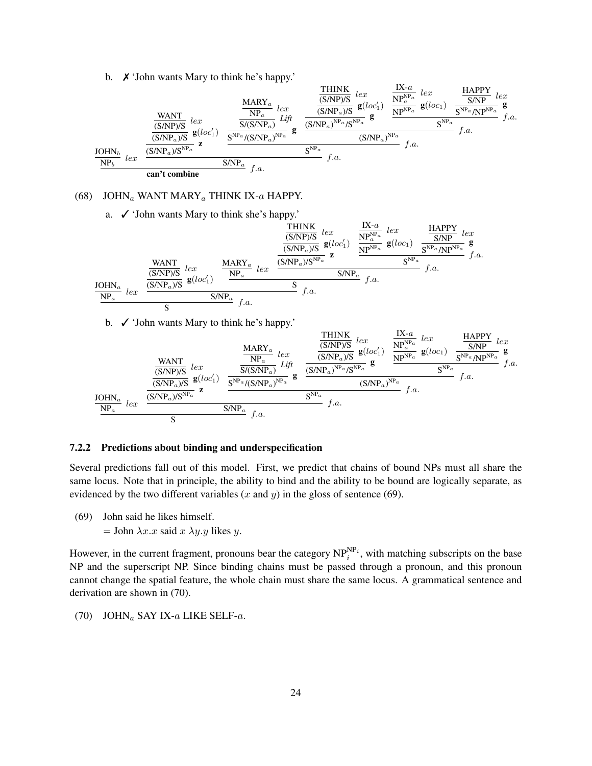b. ✗ 'John wants Mary to think he's happy.'

$$
\dfrac{\dfrac{\text{JOHN}_b}{\text{NP}_b}\ lex \quad \dfrac{\dfrac{\dfrac{\dfrac{\text{WANT}}{\text{(S/NP)/S}}\ lex}{\text{(S/NP}_a\text{)/S}}\ \mathbf{g}(loc'_1)}{\text{(S/NP}_a\text{)/S}^{\text{NP}_a}}\ \mathbf{z} \quad \dfrac{\dfrac{\dfrac{\dfrac{\text{MARY}_a}{\text{NP}_a}\ lex}{\text{S/(S/NP}_a\text{)}}\ Lift}{\text{S}^{\text{NP}_a}\text{/(S/NP}_a\text{)}^{\text{NP}_a}}\ \mathbf{g} \quad \dfrac{\dfrac{\dfrac{\dfrac{\text{THINK}}{\text{(S/NP)/S}}\ lex}{\text{(S/NP}_a\text{)/S}}\ \mathbf{g}(loc'_1)}{\text{(S/NP}_a\text{)}^{\text{NP}_a}\text{/S}^{\text{NP}_a}}\ \mathbf{g} \quad \dfrac{\dfrac{\dfrac{\text{IX-}a}{\text{NP}_a^{\text{NP}_a}}\ lex}{\text{NP}^{\text{NP}_a}}\ \mathbf{g}(loc_1) \quad \dfrac{\dfrac{\text{HAPPY}}{\text{S/NP}}\ lex}{\text{S}^{\text{NP}_a}\text{/NP}^{\text{NP}_a}}\ \mathbf{g}}{\text{S}^{\text{NP}_a}}\ f.a.}{\text{(S/NP}_a\text{)}^{\text{NP}_a}}\ f.a.}{\text{S}^{\text{NP}_a}}\ f.a.}{\text{S/NP}_a}\ f.a.}{\textbf{can't combine}}
$$

(68) JOHN$_a$ WANT MARY$_a$ THINK IX-$a$ HAPPY.

a. ✓ 'John wants Mary to think she's happy.'

$$
\dfrac{\dfrac{\text{JOHN}_a}{\text{NP}_a}\ lex \quad \dfrac{\dfrac{\dfrac{\text{WANT}}{\text{(S/NP)/S}}\ lex}{\text{(S/NP}_a\text{)/S}}\ \mathbf{g}(loc'_1) \quad \dfrac{\dfrac{\text{MARY}_a}{\text{NP}_a}\ lex \quad \dfrac{\dfrac{\dfrac{\dfrac{\text{THINK}}{\text{(S/NP)/S}}\ lex}{\text{(S/NP}_a\text{)/S}}\ \mathbf{g}(loc'_1)}{\text{(S/NP}_a\text{)/S}^{\text{NP}_a}}\ \mathbf{z} \quad \dfrac{\dfrac{\dfrac{\text{IX-}a}{\text{NP}_a^{\text{NP}_a}}\ lex}{\text{NP}^{\text{NP}_a}}\ \mathbf{g}(loc_1) \quad \dfrac{\dfrac{\text{HAPPY}}{\text{S/NP}}\ lex}{\text{S}^{\text{NP}_a}\text{/NP}^{\text{NP}_a}}\ \mathbf{g}}{\text{S}^{\text{NP}_a}}\ f.a.}{\text{S/NP}_a}\ f.a.}{\text{S}}\ f.a.}{\text{S/NP}_a}\ f.a.}{\text{S}}
$$

b. ✓ 'John wants Mary to think he's happy.'

$$
\dfrac{\dfrac{\text{JOHN}_a}{\text{NP}_a}\ lex \quad \dfrac{\dfrac{\dfrac{\dfrac{\text{WANT}}{\text{(S/NP)/S}}\ lex}{\text{(S/NP}_a\text{)/S}}\ \mathbf{g}(loc'_1)}{\text{(S/NP}_a\text{)/S}^{\text{NP}_a}}\ \mathbf{z} \quad \dfrac{\dfrac{\dfrac{\dfrac{\text{MARY}_a}{\text{NP}_a}\ lex}{\text{S/(S/NP}_a\text{)}}\ Lift}{\text{S}^{\text{NP}_a}\text{/(S/NP}_a\text{)}^{\text{NP}_a}}\ \mathbf{g} \quad \dfrac{\dfrac{\dfrac{\dfrac{\text{THINK}}{\text{(S/NP)/S}}\ lex}{\text{(S/NP}_a\text{)/S}}\ \mathbf{g}(loc'_1)}{\text{(S/NP}_a\text{)}^{\text{NP}_a}\text{/S}^{\text{NP}_a}}\ \mathbf{g} \quad \dfrac{\dfrac{\dfrac{\text{IX-}a}{\text{NP}_a^{\text{NP}_a}}\ lex}{\text{NP}^{\text{NP}_a}}\ \mathbf{g}(loc_1) \quad \dfrac{\dfrac{\text{HAPPY}}{\text{S/NP}}\ lex}{\text{S}^{\text{NP}_a}\text{/NP}^{\text{NP}_a}}\ \mathbf{g}}{\text{S}^{\text{NP}_a}}\ f.a.}{\text{(S/NP}_a\text{)}^{\text{NP}_a}}\ f.a.}{\text{S}^{\text{NP}_a}}\ f.a.}{\text{S/NP}_a}\ f.a.}{\text{S}}
$$

### 7.2.2 Predictions about binding and underspecification

Several predictions fall out of this model. First, we predict that chains of bound NPs must all share the same locus. Note that in principle, the ability to bind and the ability to be bound are logically separate, as evidenced by the two different variables ($x$ and $y$) in the gloss of sentence (69).

(69) John said he likes himself.
= John $\lambda x.x$ said $x$ $\lambda y.y$ likes $y$.

However, in the current fragment, pronouns bear the category $\text{NP}_i^{\text{NP}_i}$, with matching subscripts on the base NP and the superscript NP. Since binding chains must be passed through a pronoun, and this pronoun cannot change the spatial feature, the whole chain must share the same locus. A grammatical sentence and derivation are shown in (70).

(70) JOHN$_a$ SAY IX-$a$ LIKE SELF-$a$.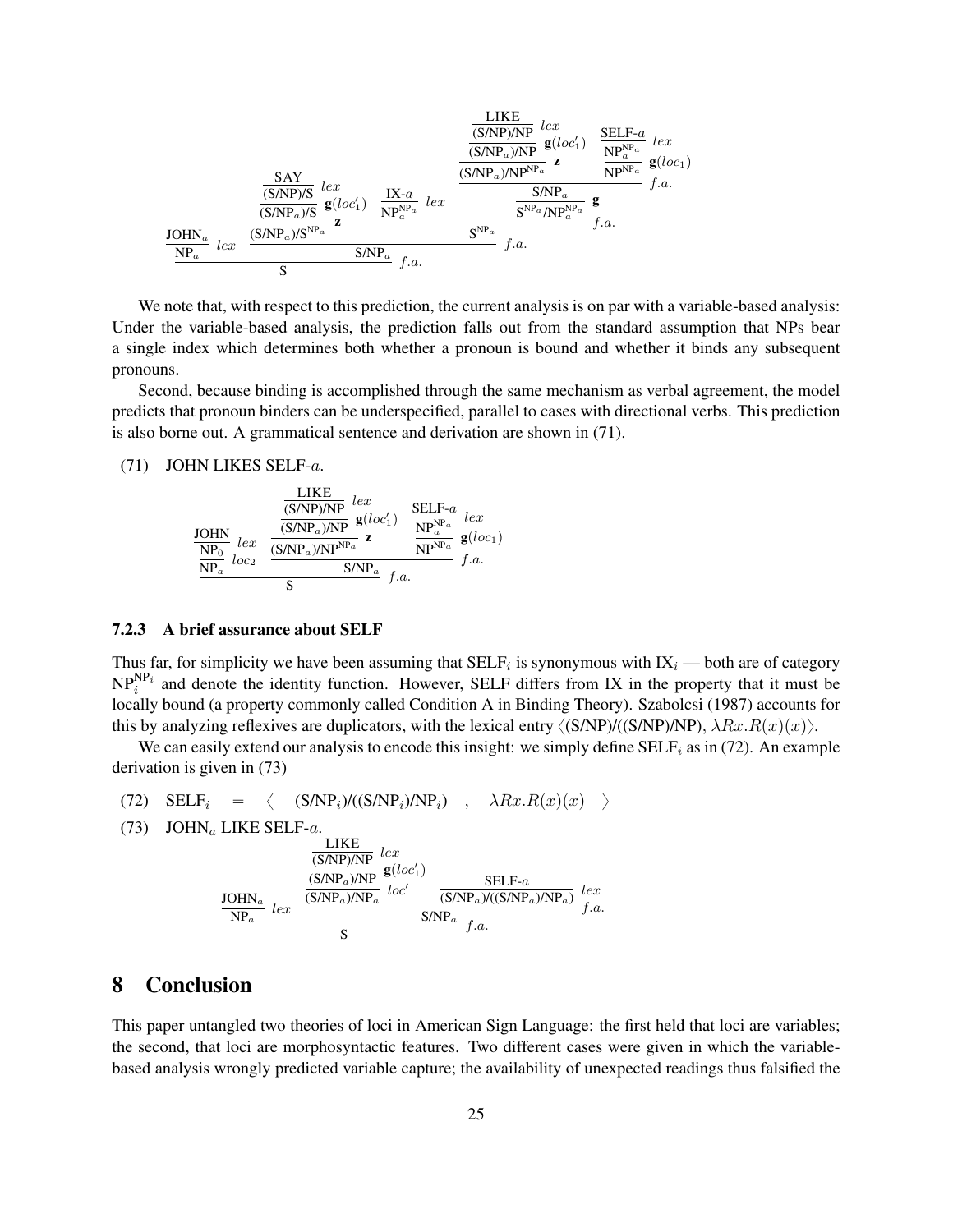$$\dfrac{\dfrac{\text{JOHN}_a}{\text{NP}_a}\,lex \qquad \dfrac{\dfrac{\dfrac{\dfrac{\text{SAY}}{\text{(S/NP)/S}}\,lex}{\text{(S/NP}_a\text{)/S}}\,\mathbf{g}(loc'_1)}{\text{(S/NP}_a\text{)/S}^{\text{NP}_a}}\,\mathbf{z} \qquad \dfrac{\dfrac{\text{IX-}a}{\text{NP}_a^{\text{NP}_a}}\,lex \qquad \dfrac{\dfrac{\dfrac{\dfrac{\dfrac{\text{LIKE}}{\text{(S/NP)/NP}}\,lex}{\text{(S/NP}_a\text{)/NP}}\,\mathbf{g}(loc'_1)}{\text{(S/NP}_a\text{)/NP}^{\text{NP}_a}}\,\mathbf{z} \qquad \dfrac{\dfrac{\text{SELF-}a}{\text{NP}_a^{\text{NP}_a}}\,lex}{\text{NP}^{\text{NP}_a}}\,\mathbf{g}(loc_1)}{\text{S/NP}_a}\,f.a.}{\text{S}^{\text{NP}_a}\text{/NP}_a^{\text{NP}_a}}\,\mathbf{g}}{\text{S}^{\text{NP}_a}}\,f.a.}{\text{S/NP}_a}\,f.a.}{\text{S}}$$

We note that, with respect to this prediction, the current analysis is on par with a variable-based analysis: Under the variable-based analysis, the prediction falls out from the standard assumption that NPs bear a single index which determines both whether a pronoun is bound and whether it binds any subsequent pronouns.

Second, because binding is accomplished through the same mechanism as verbal agreement, the model predicts that pronoun binders can be underspecified, parallel to cases with directional verbs. This prediction is also borne out. A grammatical sentence and derivation are shown in (71).

(71) JOHN LIKES SELF-$a$.

$$\dfrac{\dfrac{\dfrac{\text{JOHN}}{\text{NP}_0}\,lex}{\text{NP}_a}\,loc_2 \qquad \dfrac{\dfrac{\dfrac{\dfrac{\text{LIKE}}{\text{(S/NP)/NP}}\,lex}{\text{(S/NP}_a\text{)/NP}}\,\mathbf{g}(loc'_1)}{\text{(S/NP}_a\text{)/NP}^{\text{NP}_a}}\,\mathbf{z} \qquad \dfrac{\dfrac{\text{SELF-}a}{\text{NP}_a^{\text{NP}_a}}\,lex}{\text{NP}^{\text{NP}_a}}\,\mathbf{g}(loc_1)}{\text{S/NP}_a}\,f.a.}{\text{S}}$$

### 7.2.3 A brief assurance about SELF

Thus far, for simplicity we have been assuming that $\text{SELF}_i$ is synonymous with $\text{IX}_i$ — both are of category $\text{NP}_i^{\text{NP}_i}$ and denote the identity function. However, SELF differs from IX in the property that it must be locally bound (a property commonly called Condition A in Binding Theory). Szabolcsi (1987) accounts for this by analyzing reflexives are duplicators, with the lexical entry $\langle$(S/NP)/((S/NP)/NP), $\lambda Rx.R(x)(x)\rangle$.

We can easily extend our analysis to encode this insight: we simply define $\text{SELF}_i$ as in (72). An example derivation is given in (73)

(72) $\text{SELF}_i \quad = \quad \langle \quad (\text{S/NP}_i)/((\text{S/NP}_i)/\text{NP}_i) \quad , \quad \lambda Rx.R(x)(x) \quad \rangle$

(73) $\text{JOHN}_a$ LIKE SELF-$a$.

$$\dfrac{\dfrac{\text{JOHN}_a}{\text{NP}_a}\,lex \qquad \dfrac{\dfrac{\dfrac{\dfrac{\text{LIKE}}{\text{(S/NP)/NP}}\,lex}{\text{(S/NP}_a\text{)/NP}}\,\mathbf{g}(loc'_1)}{\text{(S/NP}_a\text{)/NP}_a}\,loc' \qquad \dfrac{\text{SELF-}a}{\text{(S/NP}_a\text{)/((S/NP}_a\text{)/NP}_a\text{)}}\,lex}{\text{S/NP}_a}\,f.a.}{\text{S}}\,f.a.$$

# 8 Conclusion

This paper untangled two theories of loci in American Sign Language: the first held that loci are variables; the second, that loci are morphosyntactic features. Two different cases were given in which the variable-based analysis wrongly predicted variable capture; the availability of unexpected readings thus falsified the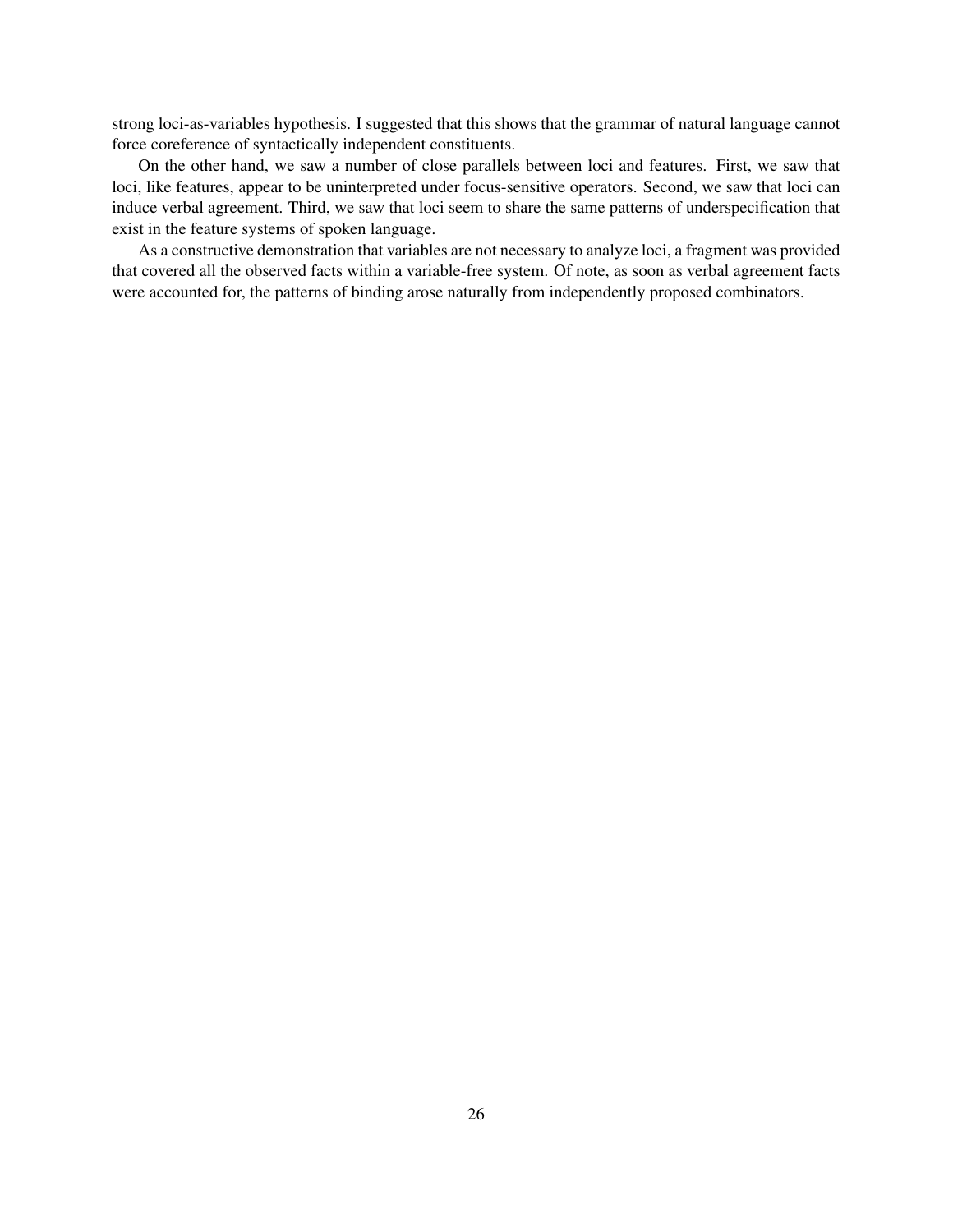strong loci-as-variables hypothesis. I suggested that this shows that the grammar of natural language cannot force coreference of syntactically independent constituents.

On the other hand, we saw a number of close parallels between loci and features. First, we saw that loci, like features, appear to be uninterpreted under focus-sensitive operators. Second, we saw that loci can induce verbal agreement. Third, we saw that loci seem to share the same patterns of underspecification that exist in the feature systems of spoken language.

As a constructive demonstration that variables are not necessary to analyze loci, a fragment was provided that covered all the observed facts within a variable-free system. Of note, as soon as verbal agreement facts were accounted for, the patterns of binding arose naturally from independently proposed combinators.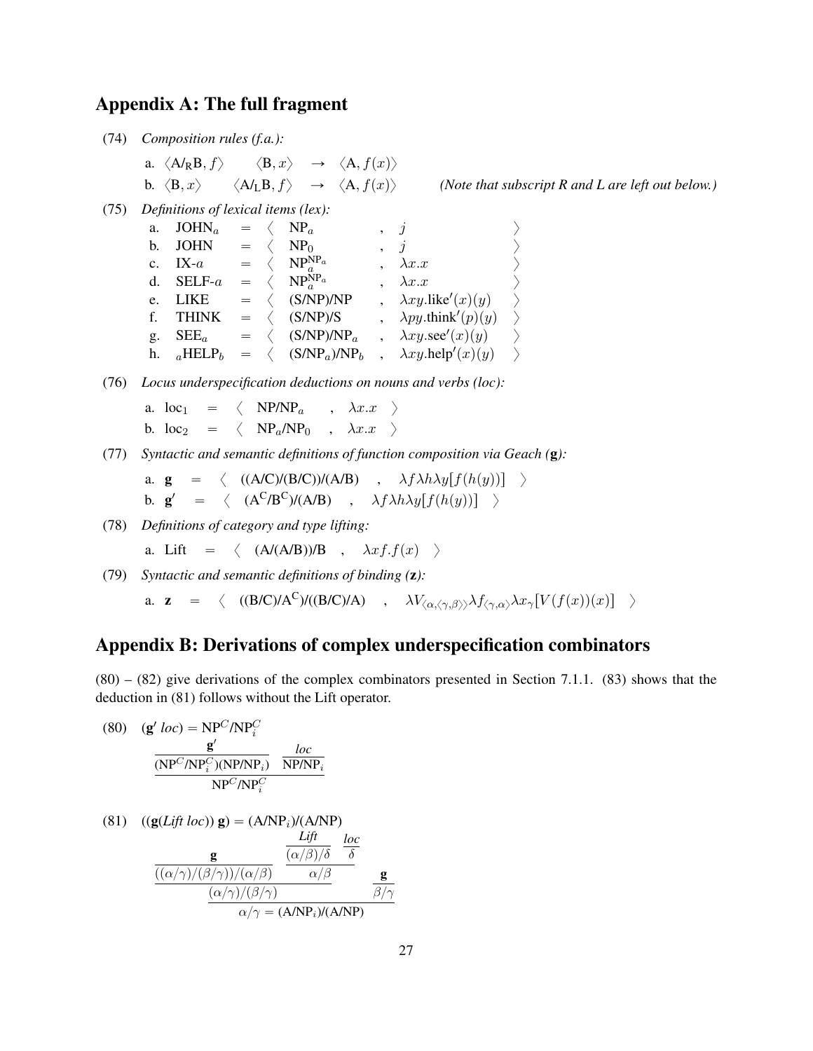## Appendix A: The full fragment

(74) *Composition rules (f.a.):*

a. $\langle \text{A/}_\text{R}\text{B}, f \rangle \quad \langle \text{B}, x \rangle \quad \rightarrow \quad \langle \text{A}, f(x) \rangle$

b. $\langle \text{B}, x \rangle \quad \langle \text{A/}_\text{L}\text{B}, f \rangle \quad \rightarrow \quad \langle \text{A}, f(x) \rangle$ *(Note that subscript R and L are left out below.)*

(75) *Definitions of lexical items (lex):*

a. $\text{JOHN}_a = \langle \text{NP}_a, j \rangle$

b. $\text{JOHN} = \langle \text{NP}_0, j \rangle$

c. $\text{IX-}a = \langle \text{NP}_a^{\text{NP}_a}, \lambda x.x \rangle$

d. $\text{SELF-}a = \langle \text{NP}_a^{\text{NP}_a}, \lambda x.x \rangle$

e. $\text{LIKE} = \langle \text{(S/NP)/NP}, \lambda xy.\text{like}'(x)(y) \rangle$

f. $\text{THINK} = \langle \text{(S/NP)/S}, \lambda py.\text{think}'(p)(y) \rangle$

g. $\text{SEE}_a = \langle \text{(S/NP)/NP}_a, \lambda xy.\text{see}'(x)(y) \rangle$

h. ${}_a\text{HELP}_b = \langle (\text{S/NP}_a)\text{/NP}_b, \lambda xy.\text{help}'(x)(y) \rangle$

(76) *Locus underspecification deductions on nouns and verbs (loc):*

a. $\text{loc}_1 = \langle \text{NP/NP}_a, \lambda x.x \rangle$

b. $\text{loc}_2 = \langle \text{NP}_a\text{/NP}_0, \lambda x.x \rangle$

(77) *Syntactic and semantic definitions of function composition via Geach (**g**):*

a. $\mathbf{g} = \langle \text{((A/C)/(B/C))/(A/B)}, \lambda f \lambda h \lambda y[f(h(y))] \rangle$

b. $\mathbf{g}' = \langle (\text{A}^\text{C}/\text{B}^\text{C})\text{/(A/B)}, \lambda f \lambda h \lambda y[f(h(y))] \rangle$

(78) *Definitions of category and type lifting:*

a. $\text{Lift} = \langle \text{(A/(A/B))/B}, \lambda x f.f(x) \rangle$

(79) *Syntactic and semantic definitions of binding (**z**):*

a. $\mathbf{z} = \langle \text{((B/C)/A}^\text{C}\text{)/((B/C)/A)}, \lambda V_{\langle \alpha, \langle \gamma, \beta \rangle \rangle} \lambda f_{\langle \gamma, \alpha \rangle} \lambda x_\gamma [V(f(x))(x)] \rangle$

## Appendix B: Derivations of complex underspecification combinators

(80) – (82) give derivations of the complex combinators presented in Section 7.1.1. (83) shows that the deduction in (81) follows without the Lift operator.

(80) $(\mathbf{g}'\ loc) = \text{NP}^C/\text{NP}_i^C$

$$\dfrac{\dfrac{\mathbf{g}'}{(\text{NP}^C/\text{NP}_i^C)(\text{NP/NP}_i)} \quad \dfrac{loc}{\text{NP/NP}_i}}{\text{NP}^C/\text{NP}_i^C}$$

(81) $((\mathbf{g}(Lift\ loc))\ \mathbf{g}) = (\text{A/NP}_i)\text{/(A/NP)}$

$$\dfrac{\dfrac{\dfrac{\mathbf{g}}{((\alpha/\gamma)/(\beta/\gamma))/(\alpha/\beta)} \quad \dfrac{\dfrac{Lift}{(\alpha/\beta)/\delta} \quad \dfrac{loc}{\delta}}{\alpha/\beta}}{(\alpha/\gamma)/(\beta/\gamma)} \quad \dfrac{\mathbf{g}}{\beta/\gamma}}{\alpha/\gamma = (\text{A/NP}_i)\text{/(A/NP)}}$$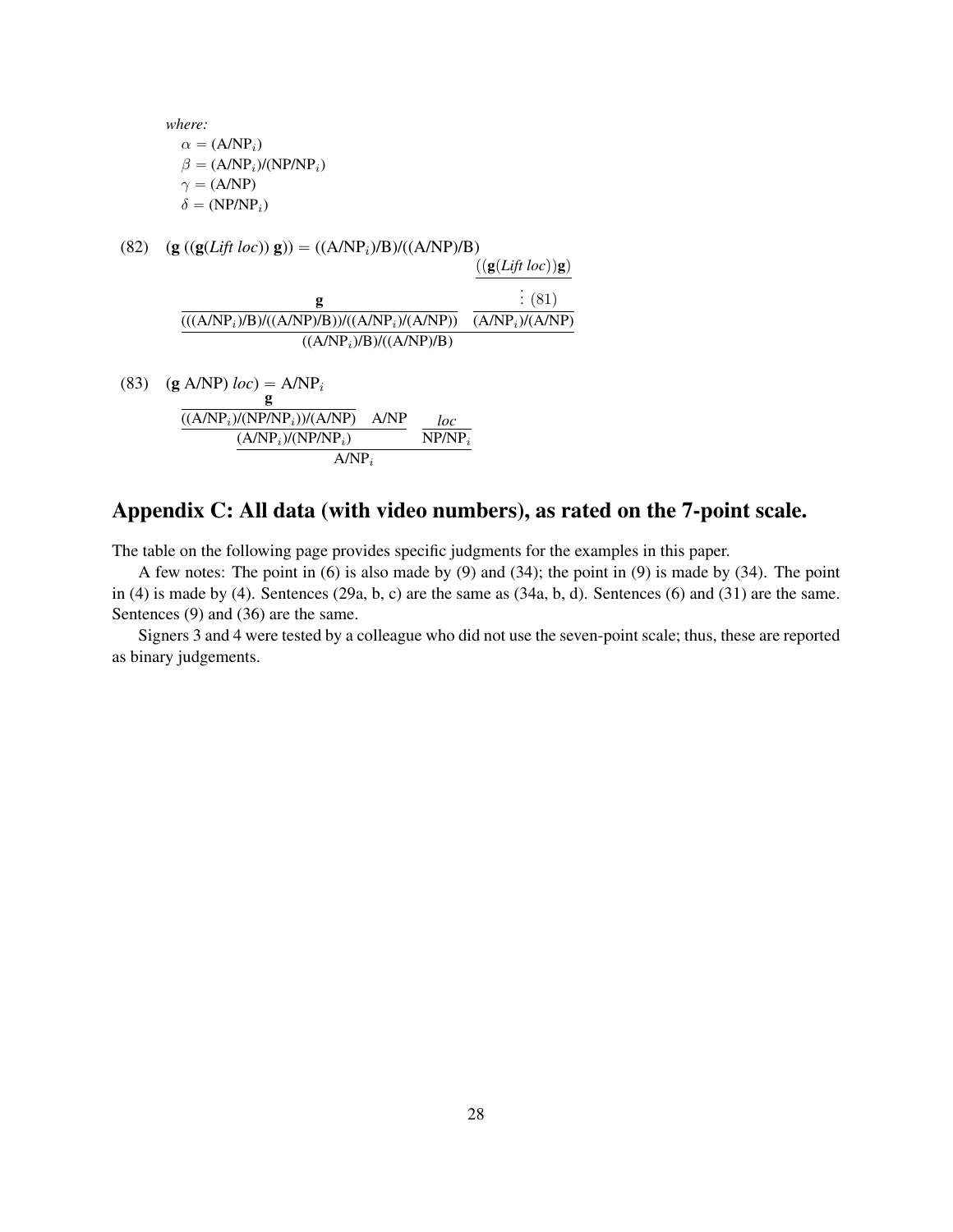*where:*

$\alpha$ = (A/NP$_i$)

$\beta$ = (A/NP$_i$)/(NP/NP$_i$)

$\gamma$ = (A/NP)

$\delta$ = (NP/NP$_i$)

(82) (**g** ((**g**(*Lift loc*)) **g**)) = ((A/NP$_i$)/B)/((A/NP)/B)

$$\dfrac{\dfrac{\mathbf{g}}{(((\text{A/NP}_i)\text{/B})\text{/}((\text{A/NP})\text{/B}))\text{/}((\text{A/NP}_i)\text{/}(\text{A/NP}))} \quad \dfrac{\dfrac{((\mathbf{g}(\textit{Lift loc}))\mathbf{g})}{\vdots\ (81)}}{(\text{A/NP}_i)\text{/}(\text{A/NP})}}{((\text{A/NP}_i)\text{/B})\text{/}((\text{A/NP})\text{/B})}$$

(83) (**g** A/NP) *loc*) = A/NP$_i$

$$\dfrac{\dfrac{\dfrac{\mathbf{g}}{((\text{A/NP}_i)\text{/}(\text{NP/NP}_i))\text{/}(\text{A/NP})} \quad \text{A/NP}}{(\text{A/NP}_i)\text{/}(\text{NP/NP}_i)} \quad \dfrac{\textit{loc}}{\text{NP/NP}_i}}{\text{A/NP}_i}$$

## Appendix C: All data (with video numbers), as rated on the 7-point scale.

The table on the following page provides specific judgments for the examples in this paper.

A few notes: The point in (6) is also made by (9) and (34); the point in (9) is made by (34). The point in (4) is made by (4). Sentences (29a, b, c) are the same as (34a, b, d). Sentences (6) and (31) are the same. Sentences (9) and (36) are the same.

Signers 3 and 4 were tested by a colleague who did not use the seven-point scale; thus, these are reported as binary judgements.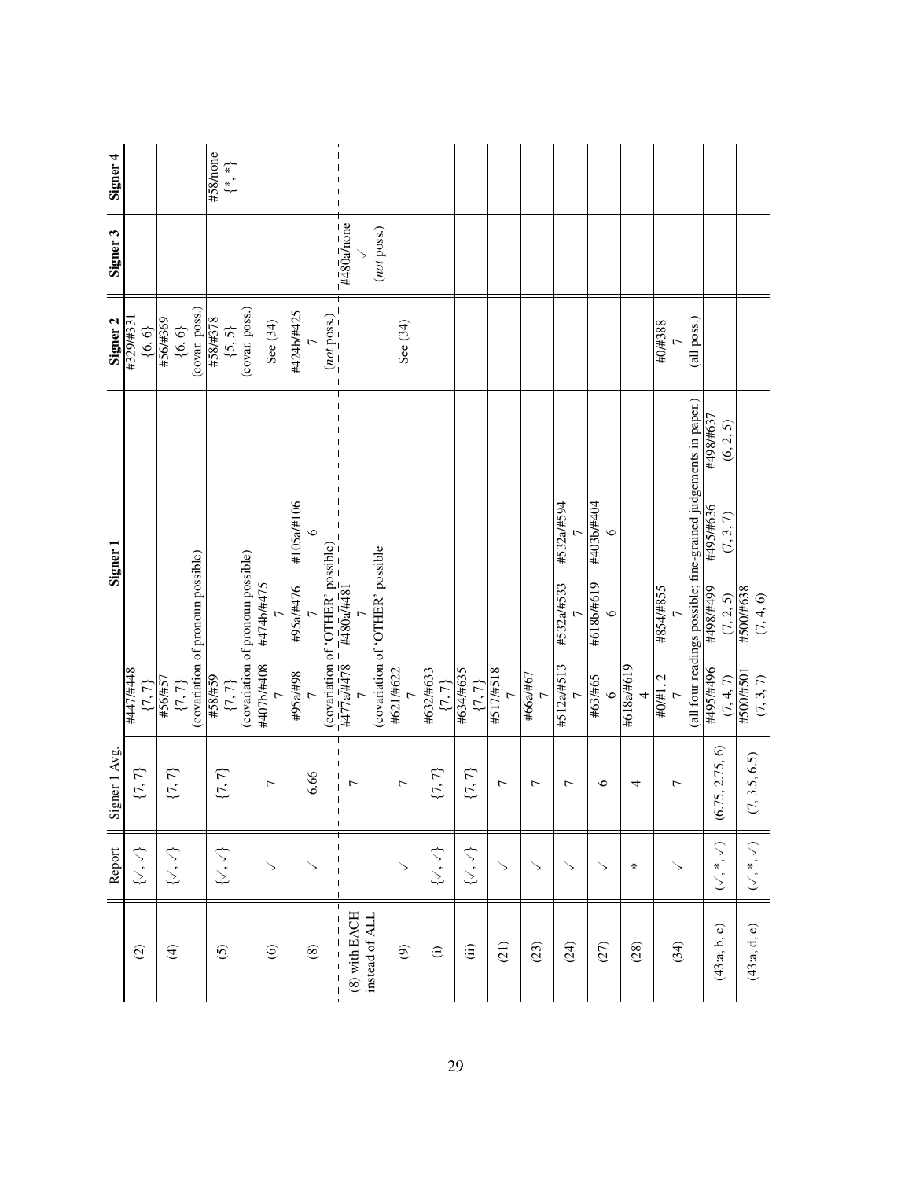| | Report | Signer 1 Avg. | Signer 1 | | | | Signer 2 | Signer 3 | Signer 4 |
|---|---|---|---|---|---|---|---|---|---|
| (2) | {✓, ✓} | {7, 7} | #447/#448 {7, 7} | | | | #329/#331 {6, 6} | | |
| (4) | {✓, ✓} | {7, 7} | #56/#57 {7, 7} (covariation of pronoun possible) | | | | #56/#369 {6, 6} (covar. poss.) | | |
| (5) | {✓, ✓} | {7, 7} | #58/#59 {7, 7} (covariation of pronoun possible) | | | | #58/#378 {5, 5} (covar. poss.) | | #58/none {*, *} |
| (6) | ✓ | 7 | #407b/#408 7 | #474b/#475 7 | | | See (34) | | |
| (8) | ✓ | 6.66 | #95a/#98 7 | #95a/#476 7 | #105a/#106 6 | | #424b/#425 7 (*not* poss.) | | |
| | | | (covariation of 'OTHER' possible) | | | | | | |
| (8) with EACH instead of ALL | | 7 | #477a/#478 7 | #480a/#481 7 | | | | #480a/none ✓ (*not* poss.) | |
| | | | (covariation of 'OTHER' possible | | | | | | |
| (9) | ✓ | 7 | #621/#622 7 | | | | See (34) | | |
| (i) | {✓, ✓} | {7, 7} | #632/#633 {7, 7} | | | | | | |
| (ii) | {✓, ✓} | {7, 7} | #634/#635 {7, 7} | | | | | | |
| (21) | ✓ | 7 | #517/#518 7 | | | | | | |
| (23) | ✓ | 7 | #66a/#67 7 | | | | | | |
| (24) | ✓ | 7 | #512a/#513 7 | #532a/#533 7 | #532a/#594 7 | | | | |
| (27) | ✓ | 6 | #63/#65 6 | #618b/#619 6 | #403b/#404 6 | | | | |
| (28) | * | 4 | #618a/#619 4 | | | | | | |
| (34) | ✓ | 7 | #0/#1, 2 7 | #854/#855 7 | | | #0/#388 7 (all poss.) | | |
| | | | (all four readings possible; fine-grained judgements in paper.) | | | | | | |
| (43:a, b, c) | (✓, *, ✓) | (6.75, 2.75, 6) | #495/#496 (7, 4, 7) | #498/#499 (7, 2, 5) | #495/#636 (7, 3, 7) | #498/#637 (6, 2, 5) | | | |
| (43:a, d, e) | (✓, *, ✓) | (7, 3.5, 6.5) | #500/#501 (7, 3, 7) | #500/#638 (7, 4, 6) | | | | | |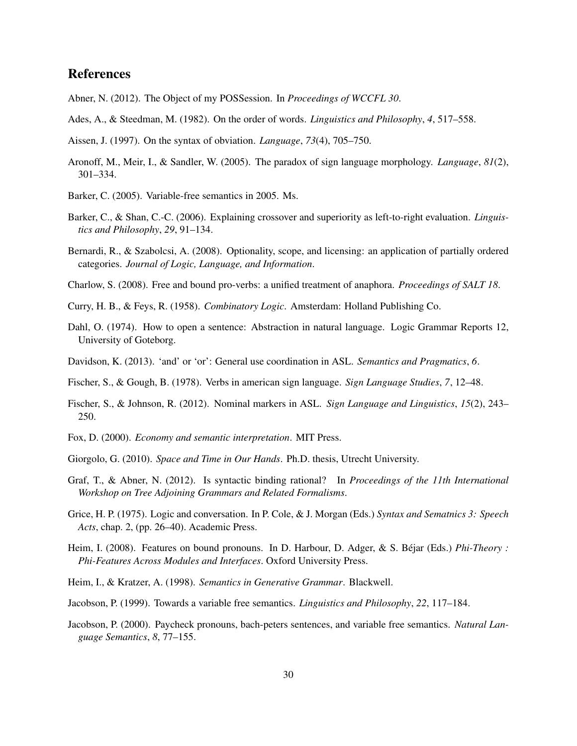## References

Abner, N. (2012). The Object of my POSSession. In *Proceedings of WCCFL 30*.

Ades, A., & Steedman, M. (1982). On the order of words. *Linguistics and Philosophy*, *4*, 517–558.

Aissen, J. (1997). On the syntax of obviation. *Language*, *73*(4), 705–750.

Aronoff, M., Meir, I., & Sandler, W. (2005). The paradox of sign language morphology. *Language*, *81*(2), 301–334.

Barker, C. (2005). Variable-free semantics in 2005. Ms.

Barker, C., & Shan, C.-C. (2006). Explaining crossover and superiority as left-to-right evaluation. *Linguistics and Philosophy*, *29*, 91–134.

Bernardi, R., & Szabolcsi, A. (2008). Optionality, scope, and licensing: an application of partially ordered categories. *Journal of Logic, Language, and Information*.

Charlow, S. (2008). Free and bound pro-verbs: a unified treatment of anaphora. *Proceedings of SALT 18*.

Curry, H. B., & Feys, R. (1958). *Combinatory Logic*. Amsterdam: Holland Publishing Co.

Dahl, O. (1974). How to open a sentence: Abstraction in natural language. Logic Grammar Reports 12, University of Goteborg.

Davidson, K. (2013). 'and' or 'or': General use coordination in ASL. *Semantics and Pragmatics*, *6*.

Fischer, S., & Gough, B. (1978). Verbs in american sign language. *Sign Language Studies*, *7*, 12–48.

Fischer, S., & Johnson, R. (2012). Nominal markers in ASL. *Sign Language and Linguistics*, *15*(2), 243–250.

Fox, D. (2000). *Economy and semantic interpretation*. MIT Press.

Giorgolo, G. (2010). *Space and Time in Our Hands*. Ph.D. thesis, Utrecht University.

Graf, T., & Abner, N. (2012). Is syntactic binding rational? In *Proceedings of the 11th International Workshop on Tree Adjoining Grammars and Related Formalisms*.

Grice, H. P. (1975). Logic and conversation. In P. Cole, & J. Morgan (Eds.) *Syntax and Sematnics 3: Speech Acts*, chap. 2, (pp. 26–40). Academic Press.

Heim, I. (2008). Features on bound pronouns. In D. Harbour, D. Adger, & S. Béjar (Eds.) *Phi-Theory : Phi-Features Across Modules and Interfaces*. Oxford University Press.

Heim, I., & Kratzer, A. (1998). *Semantics in Generative Grammar*. Blackwell.

Jacobson, P. (1999). Towards a variable free semantics. *Linguistics and Philosophy*, *22*, 117–184.

Jacobson, P. (2000). Paycheck pronouns, bach-peters sentences, and variable free semantics. *Natural Language Semantics*, *8*, 77–155.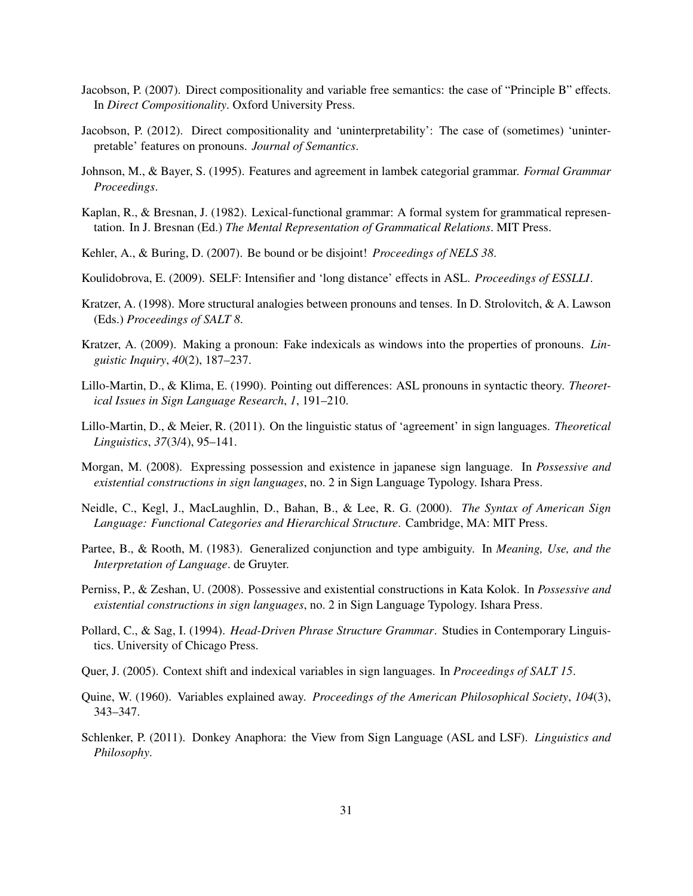Jacobson, P. (2007). Direct compositionality and variable free semantics: the case of "Principle B" effects. In *Direct Compositionality*. Oxford University Press.

Jacobson, P. (2012). Direct compositionality and 'uninterpretability': The case of (sometimes) 'uninterpretable' features on pronouns. *Journal of Semantics*.

Johnson, M., & Bayer, S. (1995). Features and agreement in lambek categorial grammar. *Formal Grammar Proceedings*.

Kaplan, R., & Bresnan, J. (1982). Lexical-functional grammar: A formal system for grammatical representation. In J. Bresnan (Ed.) *The Mental Representation of Grammatical Relations*. MIT Press.

Kehler, A., & Buring, D. (2007). Be bound or be disjoint! *Proceedings of NELS 38*.

Koulidobrova, E. (2009). SELF: Intensifier and 'long distance' effects in ASL. *Proceedings of ESSLLI*.

Kratzer, A. (1998). More structural analogies between pronouns and tenses. In D. Strolovitch, & A. Lawson (Eds.) *Proceedings of SALT 8*.

Kratzer, A. (2009). Making a pronoun: Fake indexicals as windows into the properties of pronouns. *Linguistic Inquiry*, *40*(2), 187–237.

Lillo-Martin, D., & Klima, E. (1990). Pointing out differences: ASL pronouns in syntactic theory. *Theoretical Issues in Sign Language Research*, *1*, 191–210.

Lillo-Martin, D., & Meier, R. (2011). On the linguistic status of 'agreement' in sign languages. *Theoretical Linguistics*, *37*(3/4), 95–141.

Morgan, M. (2008). Expressing possession and existence in japanese sign language. In *Possessive and existential constructions in sign languages*, no. 2 in Sign Language Typology. Ishara Press.

Neidle, C., Kegl, J., MacLaughlin, D., Bahan, B., & Lee, R. G. (2000). *The Syntax of American Sign Language: Functional Categories and Hierarchical Structure*. Cambridge, MA: MIT Press.

Partee, B., & Rooth, M. (1983). Generalized conjunction and type ambiguity. In *Meaning, Use, and the Interpretation of Language*. de Gruyter.

Perniss, P., & Zeshan, U. (2008). Possessive and existential constructions in Kata Kolok. In *Possessive and existential constructions in sign languages*, no. 2 in Sign Language Typology. Ishara Press.

Pollard, C., & Sag, I. (1994). *Head-Driven Phrase Structure Grammar*. Studies in Contemporary Linguistics. University of Chicago Press.

Quer, J. (2005). Context shift and indexical variables in sign languages. In *Proceedings of SALT 15*.

Quine, W. (1960). Variables explained away. *Proceedings of the American Philosophical Society*, *104*(3), 343–347.

Schlenker, P. (2011). Donkey Anaphora: the View from Sign Language (ASL and LSF). *Linguistics and Philosophy*.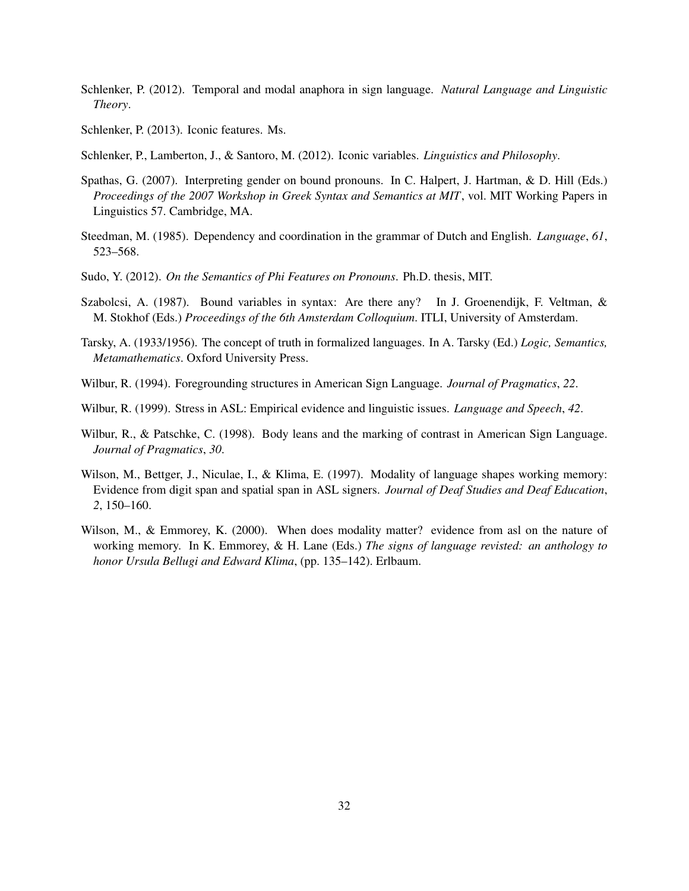Schlenker, P. (2012). Temporal and modal anaphora in sign language. *Natural Language and Linguistic Theory*.

Schlenker, P. (2013). Iconic features. Ms.

Schlenker, P., Lamberton, J., & Santoro, M. (2012). Iconic variables. *Linguistics and Philosophy*.

Spathas, G. (2007). Interpreting gender on bound pronouns. In C. Halpert, J. Hartman, & D. Hill (Eds.) *Proceedings of the 2007 Workshop in Greek Syntax and Semantics at MIT*, vol. MIT Working Papers in Linguistics 57. Cambridge, MA.

Steedman, M. (1985). Dependency and coordination in the grammar of Dutch and English. *Language*, *61*, 523–568.

Sudo, Y. (2012). *On the Semantics of Phi Features on Pronouns*. Ph.D. thesis, MIT.

Szabolcsi, A. (1987). Bound variables in syntax: Are there any? In J. Groenendijk, F. Veltman, & M. Stokhof (Eds.) *Proceedings of the 6th Amsterdam Colloquium*. ITLI, University of Amsterdam.

Tarsky, A. (1933/1956). The concept of truth in formalized languages. In A. Tarsky (Ed.) *Logic, Semantics, Metamathematics*. Oxford University Press.

Wilbur, R. (1994). Foregrounding structures in American Sign Language. *Journal of Pragmatics*, *22*.

Wilbur, R. (1999). Stress in ASL: Empirical evidence and linguistic issues. *Language and Speech*, *42*.

Wilbur, R., & Patschke, C. (1998). Body leans and the marking of contrast in American Sign Language. *Journal of Pragmatics*, *30*.

Wilson, M., Bettger, J., Niculae, I., & Klima, E. (1997). Modality of language shapes working memory: Evidence from digit span and spatial span in ASL signers. *Journal of Deaf Studies and Deaf Education*, *2*, 150–160.

Wilson, M., & Emmorey, K. (2000). When does modality matter? evidence from asl on the nature of working memory. In K. Emmorey, & H. Lane (Eds.) *The signs of language revisted: an anthology to honor Ursula Bellugi and Edward Klima*, (pp. 135–142). Erlbaum.